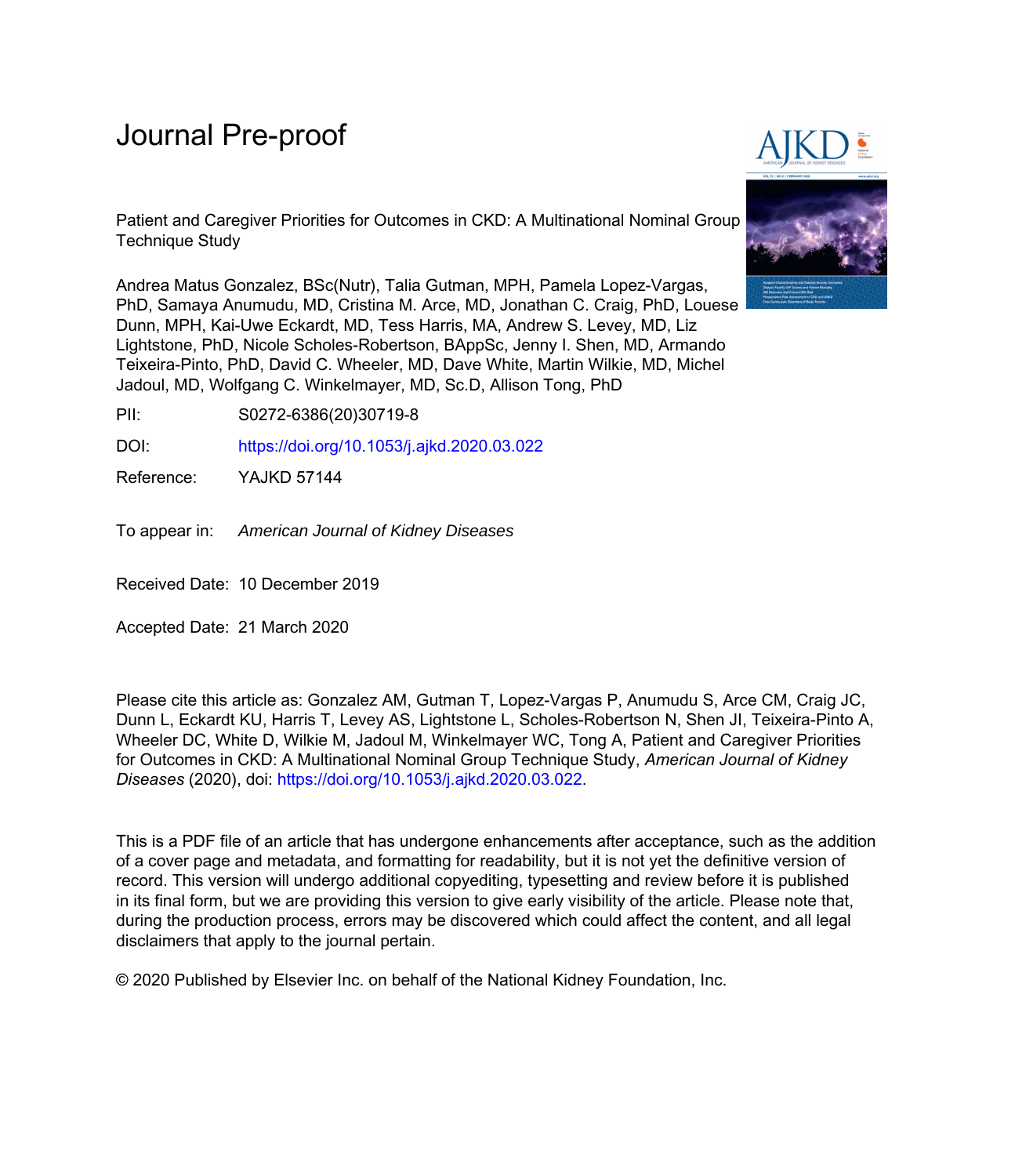Journal Pre-proof

Patient and Caregiver Priorities for Outcomes in CKD: A Multinational Nominal Group Technique Study

Andrea Matus Gonzalez, BSc(Nutr), Talia Gutman, MPH, Pamela Lopez-Vargas, PhD, Samaya Anumudu, MD, Cristina M. Arce, MD, Jonathan C. Craig, PhD, Louese Dunn, MPH, Kai-Uwe Eckardt, MD, Tess Harris, MA, Andrew S. Levey, MD, Liz Lightstone, PhD, Nicole Scholes-Robertson, BAppSc, Jenny I. Shen, MD, Armando Teixeira-Pinto, PhD, David C. Wheeler, MD, Dave White, Martin Wilkie, MD, Michel Jadoul, MD, Wolfgang C. Winkelmayer, MD, Sc.D, Allison Tong, PhD

PII: S0272-6386(20)30719-8

DOI: https://doi.org/10.1053/j.ajkd.2020.03.022

Reference: YAJKD 57144

To appear in: *American Journal of Kidney Diseases*

Received Date: 10 December 2019

Accepted Date: 21 March 2020

Please cite this article as: Gonzalez AM, Gutman T, Lopez-Vargas P, Anumudu S, Arce CM, Craig JC, Dunn L, Eckardt KU, Harris T, Levey AS, Lightstone L, Scholes-Robertson N, Shen JI, Teixeira-Pinto A, Wheeler DC, White D, Wilkie M, Jadoul M, Winkelmayer WC, Tong A, Patient and Caregiver Priorities for Outcomes in CKD: A Multinational Nominal Group Technique Study, *American Journal of Kidney Diseases* (2020), doi: https://doi.org/10.1053/j.ajkd.2020.03.022.

This is a PDF file of an article that has undergone enhancements after acceptance, such as the addition of a cover page and metadata, and formatting for readability, but it is not yet the definitive version of record. This version will undergo additional copyediting, typesetting and review before it is published in its final form, but we are providing this version to give early visibility of the article. Please note that, during the production process, errors may be discovered which could affect the content, and all legal disclaimers that apply to the journal pertain.

© 2020 Published by Elsevier Inc. on behalf of the National Kidney Foundation, Inc.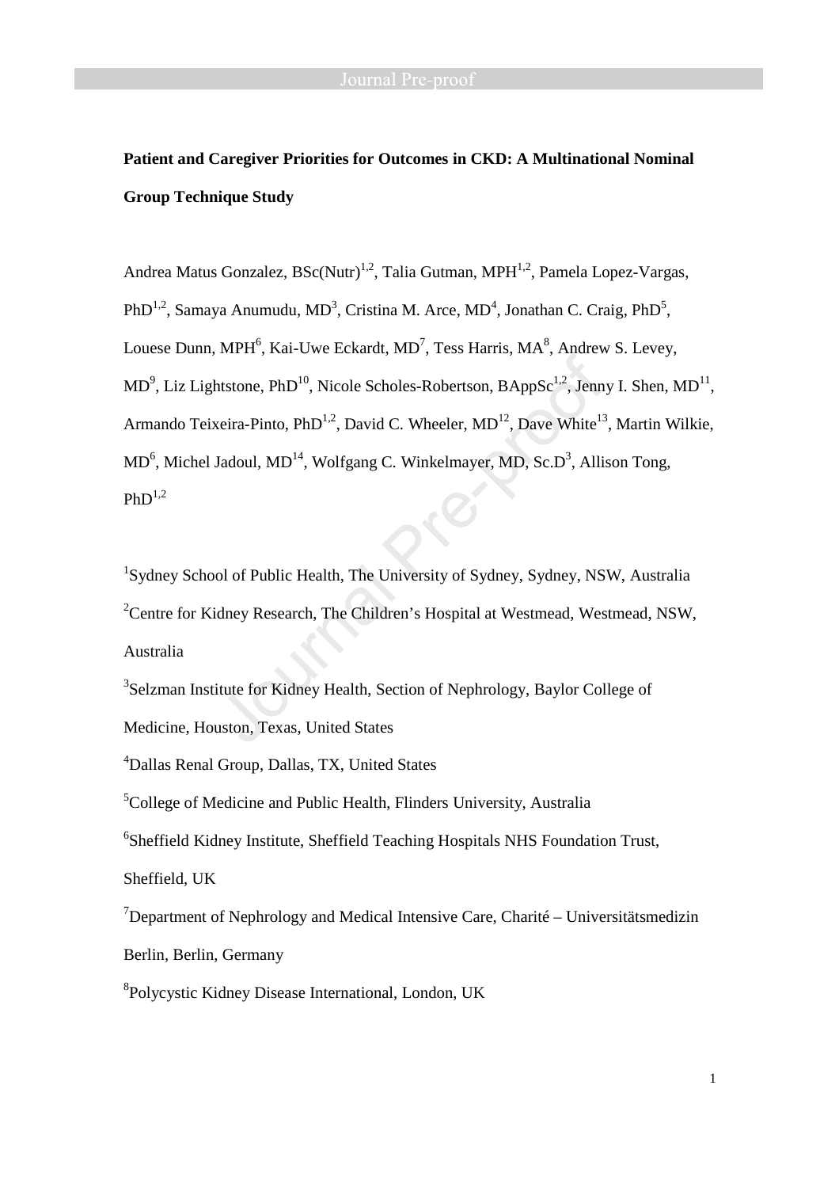**Patient and Caregiver Priorities for Outcomes in CKD: A Multinational Nominal Group Technique Study**

Andrea Matus Gonzalez, BSc(Nutr)[1,2], Talia Gutman, MPH[1,2], Pamela Lopez-Vargas, PhD[1,2], Samaya Anumudu, MD[3], Cristina M. Arce, MD[4], Jonathan C. Craig, PhD[5], Louese Dunn, MPH[6], Kai-Uwe Eckardt, MD[7], Tess Harris, MA[8], Andrew S. Levey, MD[9], Liz Lightstone, PhD[10], Nicole Scholes-Robertson, BAppSc[1,2], Jenny I. Shen, MD[11], Armando Teixeira-Pinto, PhD[1,2], David C. Wheeler, MD[12], Dave White[13], Martin Wilkie, MD[6], Michel Jadoul, MD[14], Wolfgang C. Winkelmayer, MD, Sc.D[3], Allison Tong, PhD[1,2]

[1]Sydney School of Public Health, The University of Sydney, Sydney, NSW, Australia

[2]Centre for Kidney Research, The Children's Hospital at Westmead, Westmead, NSW, Australia

[3]Selzman Institute for Kidney Health, Section of Nephrology, Baylor College of Medicine, Houston, Texas, United States

[4]Dallas Renal Group, Dallas, TX, United States

[5]College of Medicine and Public Health, Flinders University, Australia

[6]Sheffield Kidney Institute, Sheffield Teaching Hospitals NHS Foundation Trust, Sheffield, UK

[7]Department of Nephrology and Medical Intensive Care, Charité – Universitätsmedizin Berlin, Berlin, Germany

[8]Polycystic Kidney Disease International, London, UK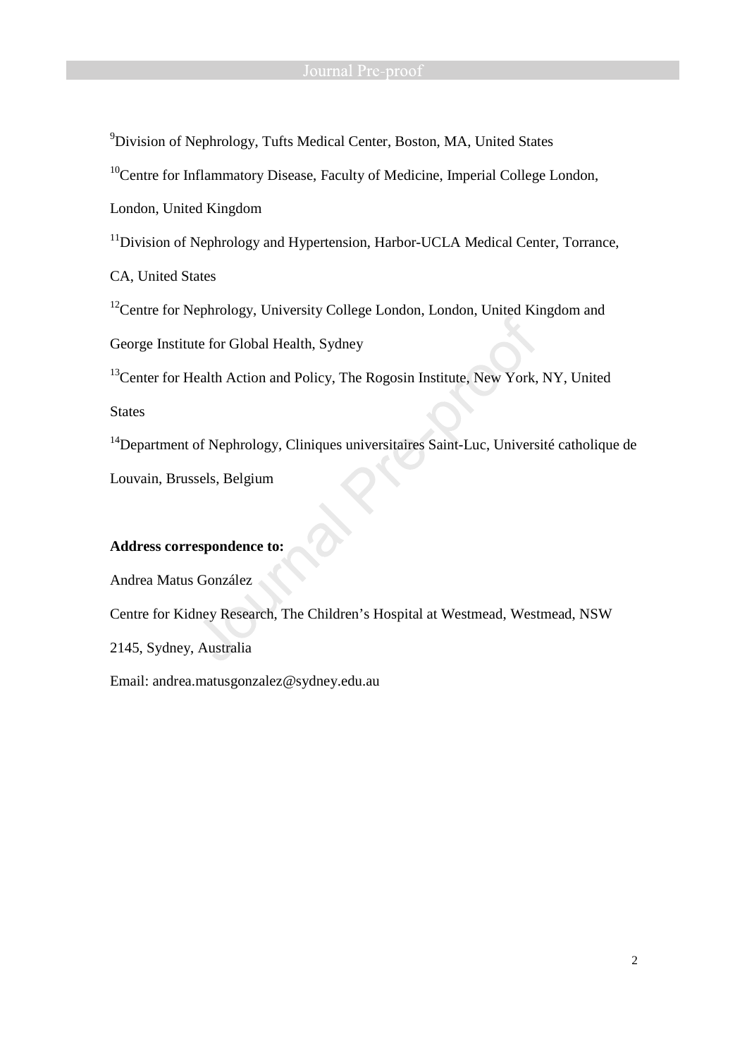[9]Division of Nephrology, Tufts Medical Center, Boston, MA, United States

[10]Centre for Inflammatory Disease, Faculty of Medicine, Imperial College London, London, United Kingdom

[11]Division of Nephrology and Hypertension, Harbor-UCLA Medical Center, Torrance, CA, United States

[12]Centre for Nephrology, University College London, London, United Kingdom and George Institute for Global Health, Sydney

[13]Center for Health Action and Policy, The Rogosin Institute, New York, NY, United States

[14]Department of Nephrology, Cliniques universitaires Saint-Luc, Université catholique de Louvain, Brussels, Belgium

**Address correspondence to:**

Andrea Matus González

Centre for Kidney Research, The Children's Hospital at Westmead, Westmead, NSW 2145, Sydney, Australia

Email: andrea.matusgonzalez@sydney.edu.au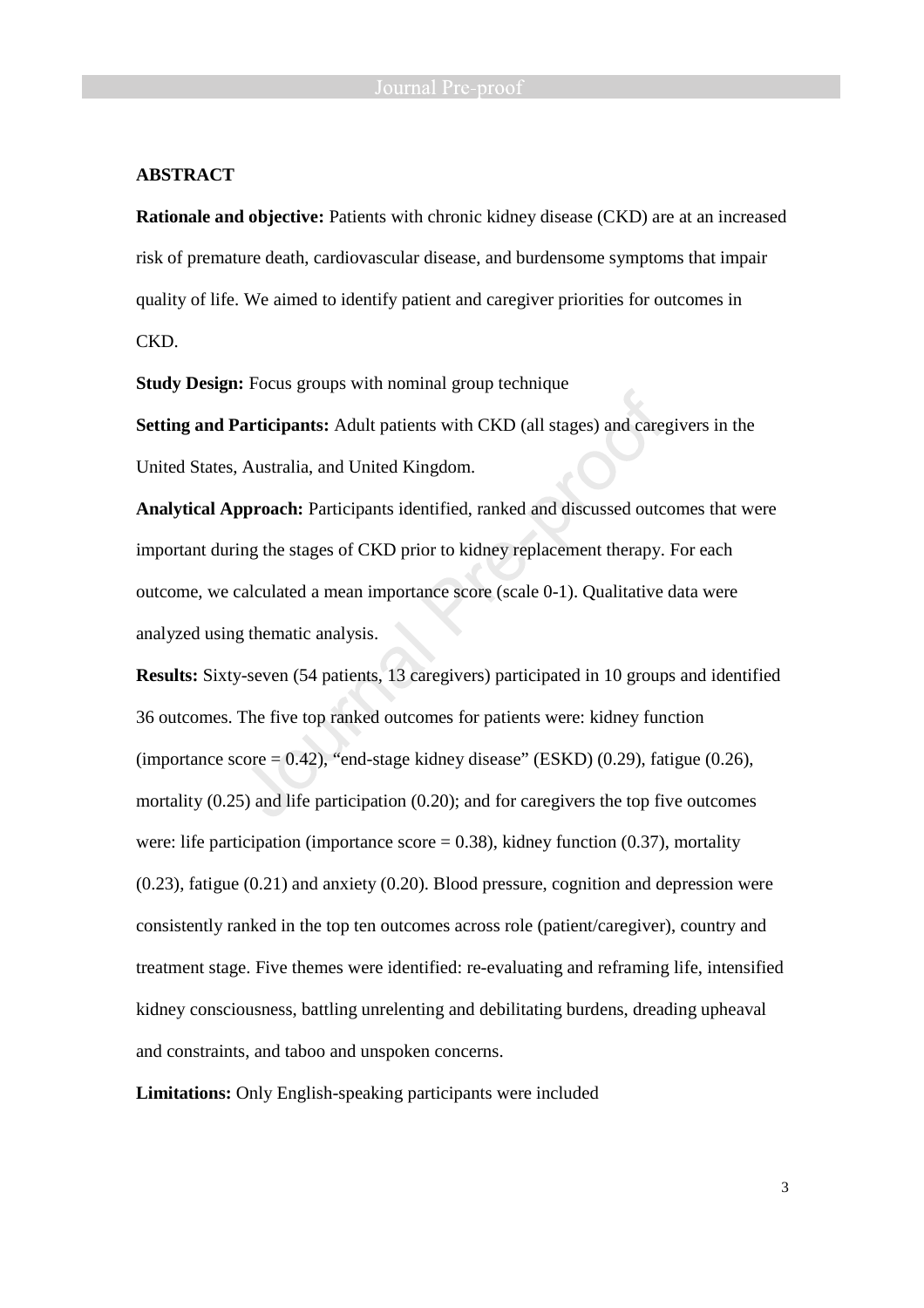**ABSTRACT**

**Rationale and objective:** Patients with chronic kidney disease (CKD) are at an increased risk of premature death, cardiovascular disease, and burdensome symptoms that impair quality of life. We aimed to identify patient and caregiver priorities for outcomes in CKD.

**Study Design:** Focus groups with nominal group technique

**Setting and Participants:** Adult patients with CKD (all stages) and caregivers in the United States, Australia, and United Kingdom.

**Analytical Approach:** Participants identified, ranked and discussed outcomes that were important during the stages of CKD prior to kidney replacement therapy. For each outcome, we calculated a mean importance score (scale 0-1). Qualitative data were analyzed using thematic analysis.

**Results:** Sixty-seven (54 patients, 13 caregivers) participated in 10 groups and identified 36 outcomes. The five top ranked outcomes for patients were: kidney function (importance score = 0.42), "end-stage kidney disease" (ESKD) (0.29), fatigue (0.26), mortality (0.25) and life participation (0.20); and for caregivers the top five outcomes were: life participation (importance score = 0.38), kidney function (0.37), mortality (0.23), fatigue (0.21) and anxiety (0.20). Blood pressure, cognition and depression were consistently ranked in the top ten outcomes across role (patient/caregiver), country and treatment stage. Five themes were identified: re-evaluating and reframing life, intensified kidney consciousness, battling unrelenting and debilitating burdens, dreading upheaval and constraints, and taboo and unspoken concerns.

**Limitations:** Only English-speaking participants were included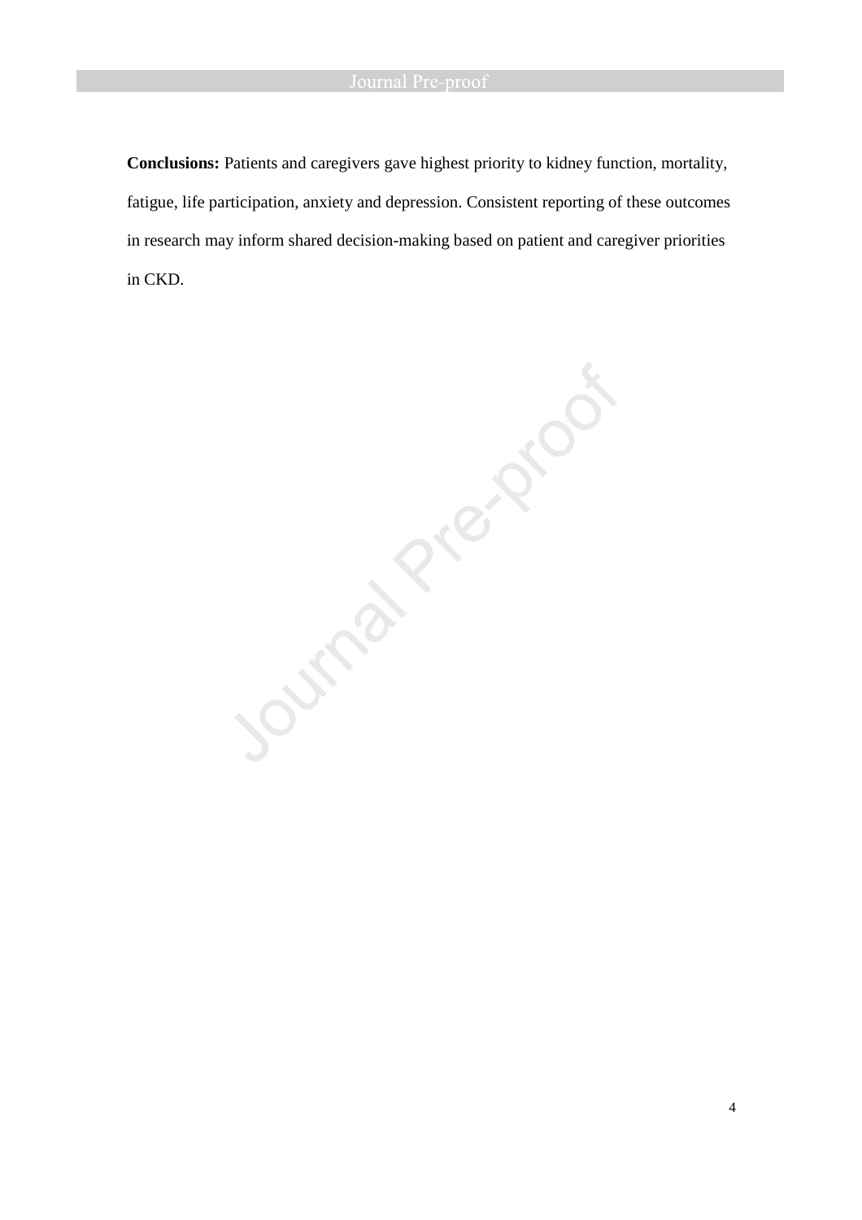**Conclusions:** Patients and caregivers gave highest priority to kidney function, mortality, fatigue, life participation, anxiety and depression. Consistent reporting of these outcomes in research may inform shared decision-making based on patient and caregiver priorities in CKD.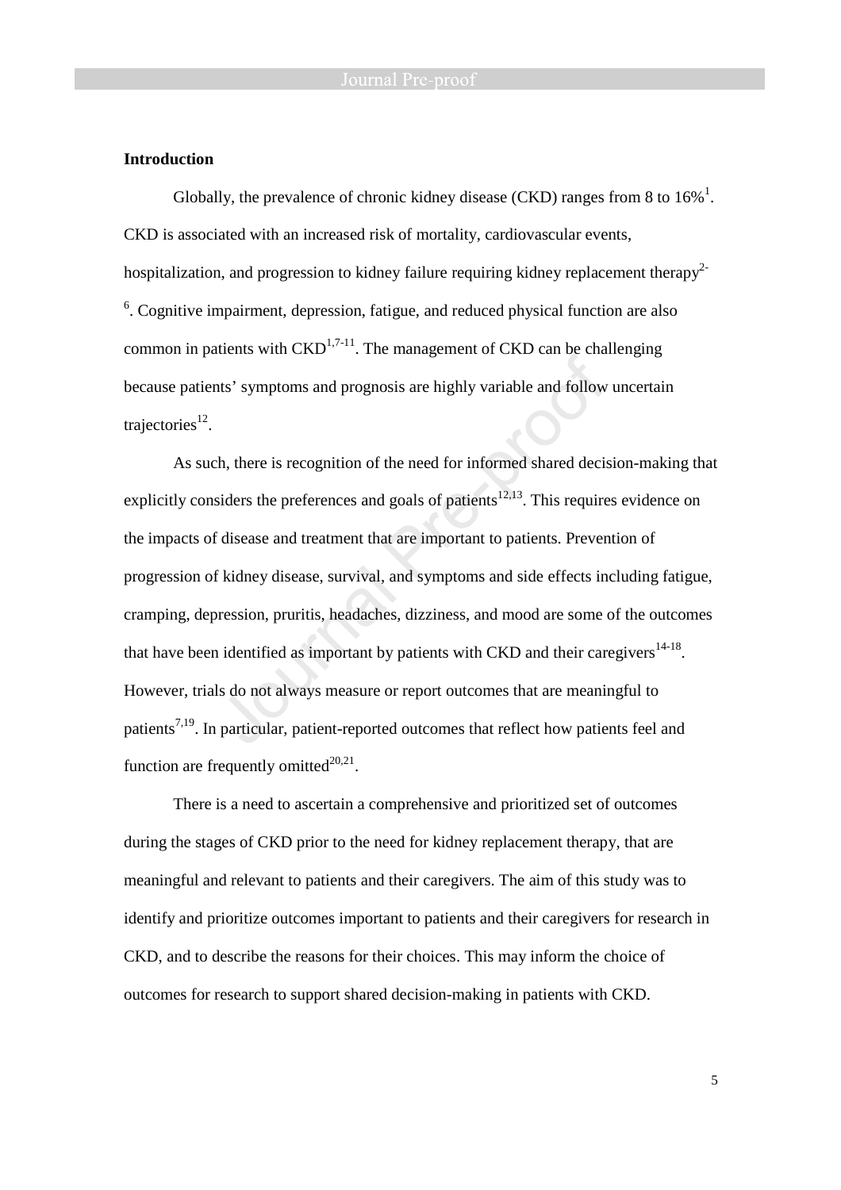## Introduction

Globally, the prevalence of chronic kidney disease (CKD) ranges from 8 to 16%[1]. CKD is associated with an increased risk of mortality, cardiovascular events, hospitalization, and progression to kidney failure requiring kidney replacement therapy[2-6]. Cognitive impairment, depression, fatigue, and reduced physical function are also common in patients with CKD[1,7-11]. The management of CKD can be challenging because patients' symptoms and prognosis are highly variable and follow uncertain trajectories[12].

As such, there is recognition of the need for informed shared decision-making that explicitly considers the preferences and goals of patients[12,13]. This requires evidence on the impacts of disease and treatment that are important to patients. Prevention of progression of kidney disease, survival, and symptoms and side effects including fatigue, cramping, depression, pruritis, headaches, dizziness, and mood are some of the outcomes that have been identified as important by patients with CKD and their caregivers[14-18]. However, trials do not always measure or report outcomes that are meaningful to patients[7,19]. In particular, patient-reported outcomes that reflect how patients feel and function are frequently omitted[20,21].

There is a need to ascertain a comprehensive and prioritized set of outcomes during the stages of CKD prior to the need for kidney replacement therapy, that are meaningful and relevant to patients and their caregivers. The aim of this study was to identify and prioritize outcomes important to patients and their caregivers for research in CKD, and to describe the reasons for their choices. This may inform the choice of outcomes for research to support shared decision-making in patients with CKD.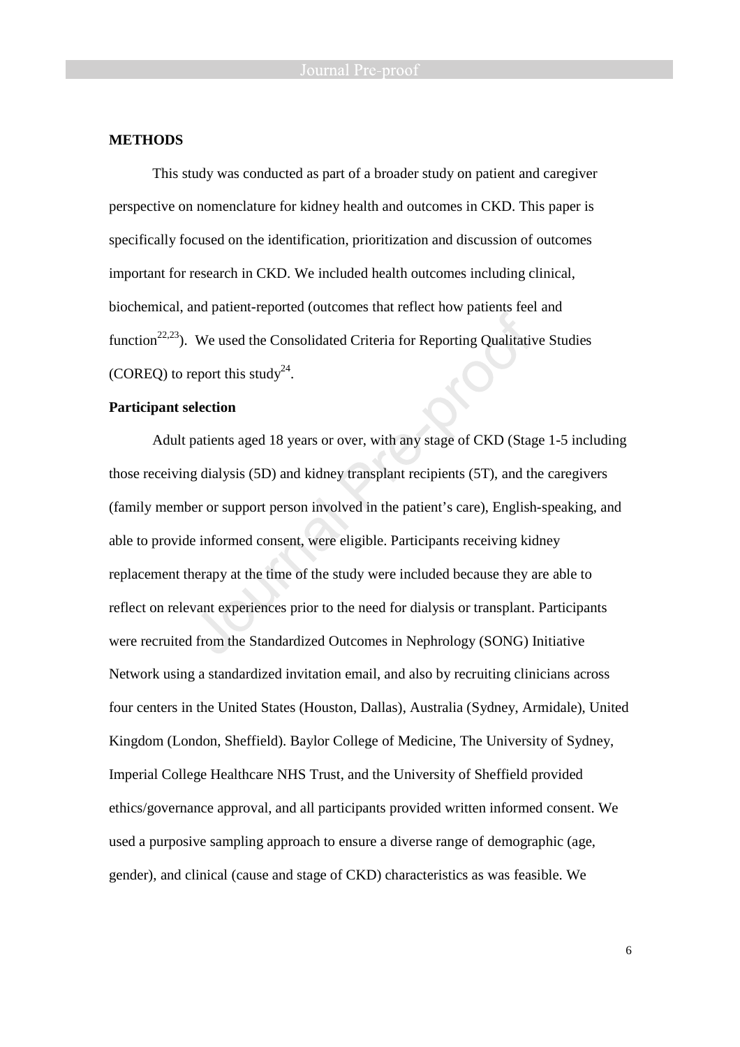## METHODS

This study was conducted as part of a broader study on patient and caregiver perspective on nomenclature for kidney health and outcomes in CKD. This paper is specifically focused on the identification, prioritization and discussion of outcomes important for research in CKD. We included health outcomes including clinical, biochemical, and patient-reported (outcomes that reflect how patients feel and function[22,23]). We used the Consolidated Criteria for Reporting Qualitative Studies (COREQ) to report this study[24].

### Participant selection

Adult patients aged 18 years or over, with any stage of CKD (Stage 1-5 including those receiving dialysis (5D) and kidney transplant recipients (5T), and the caregivers (family member or support person involved in the patient's care), English-speaking, and able to provide informed consent, were eligible. Participants receiving kidney replacement therapy at the time of the study were included because they are able to reflect on relevant experiences prior to the need for dialysis or transplant. Participants were recruited from the Standardized Outcomes in Nephrology (SONG) Initiative Network using a standardized invitation email, and also by recruiting clinicians across four centers in the United States (Houston, Dallas), Australia (Sydney, Armidale), United Kingdom (London, Sheffield). Baylor College of Medicine, The University of Sydney, Imperial College Healthcare NHS Trust, and the University of Sheffield provided ethics/governance approval, and all participants provided written informed consent. We used a purposive sampling approach to ensure a diverse range of demographic (age, gender), and clinical (cause and stage of CKD) characteristics as was feasible. We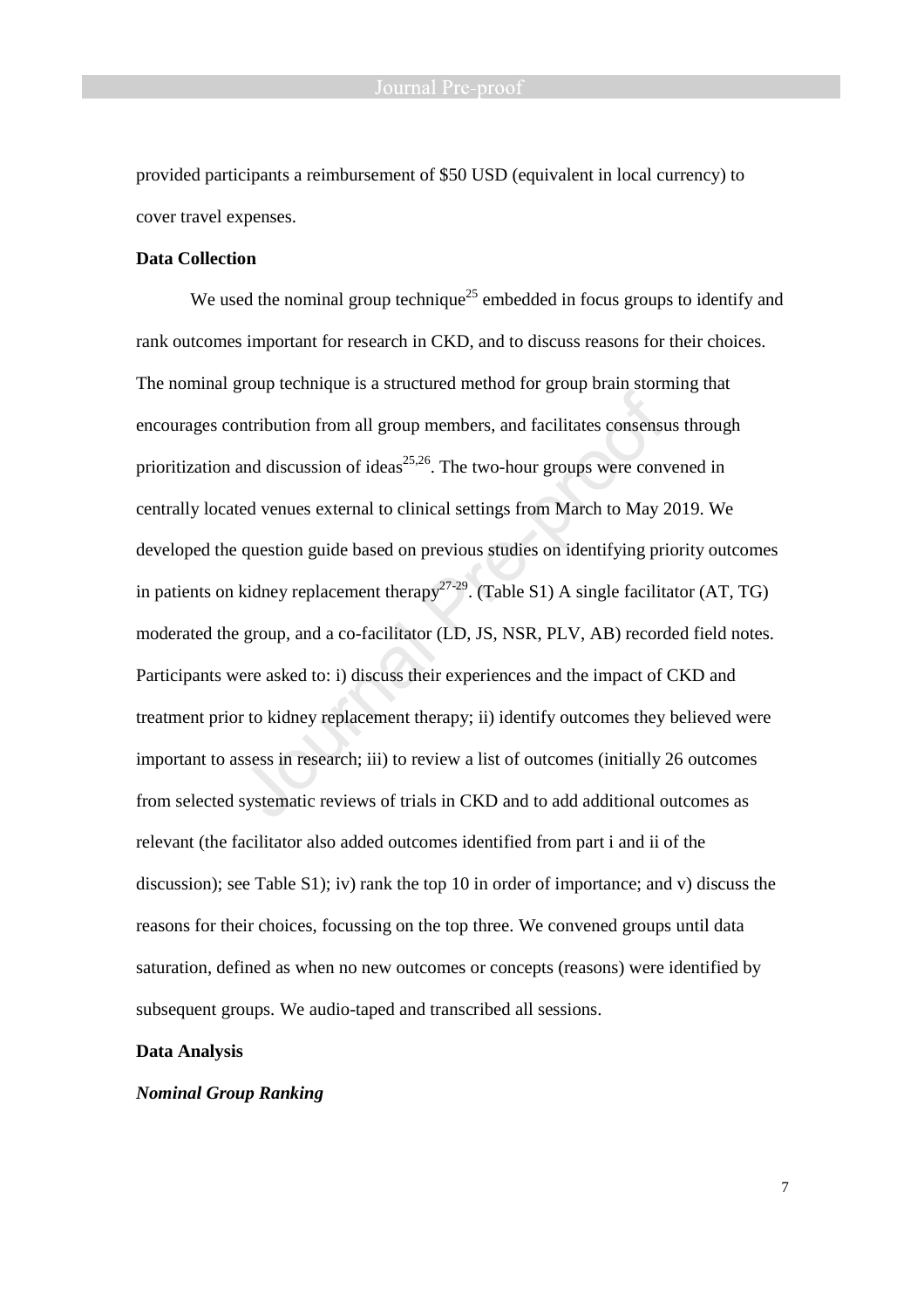provided participants a reimbursement of $50 USD (equivalent in local currency) to cover travel expenses.

**Data Collection**

We used the nominal group technique[25] embedded in focus groups to identify and rank outcomes important for research in CKD, and to discuss reasons for their choices. The nominal group technique is a structured method for group brain storming that encourages contribution from all group members, and facilitates consensus through prioritization and discussion of ideas[25,26]. The two-hour groups were convened in centrally located venues external to clinical settings from March to May 2019. We developed the question guide based on previous studies on identifying priority outcomes in patients on kidney replacement therapy[27-29]. (Table S1) A single facilitator (AT, TG) moderated the group, and a co-facilitator (LD, JS, NSR, PLV, AB) recorded field notes. Participants were asked to: i) discuss their experiences and the impact of CKD and treatment prior to kidney replacement therapy; ii) identify outcomes they believed were important to assess in research; iii) to review a list of outcomes (initially 26 outcomes from selected systematic reviews of trials in CKD and to add additional outcomes as relevant (the facilitator also added outcomes identified from part i and ii of the discussion); see Table S1); iv) rank the top 10 in order of importance; and v) discuss the reasons for their choices, focussing on the top three. We convened groups until data saturation, defined as when no new outcomes or concepts (reasons) were identified by subsequent groups. We audio-taped and transcribed all sessions.

**Data Analysis**

***Nominal Group Ranking***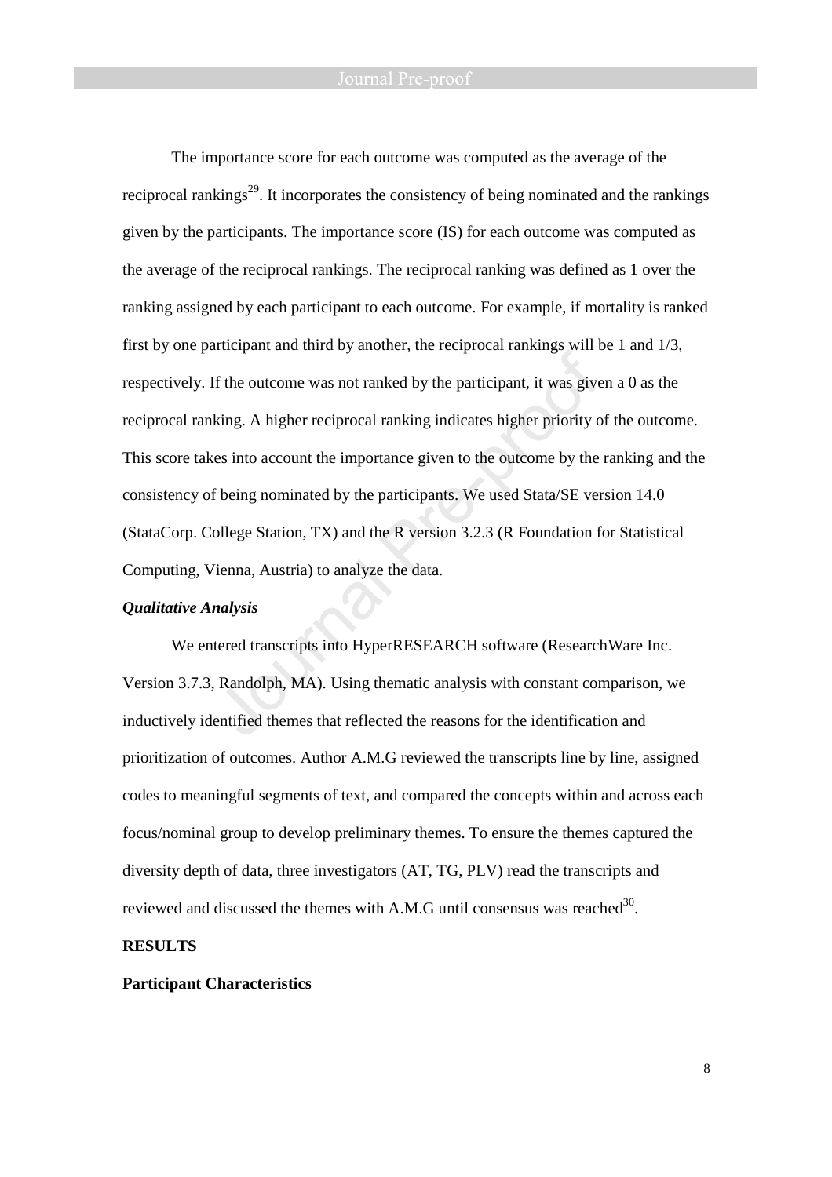The importance score for each outcome was computed as the average of the reciprocal rankings[29]. It incorporates the consistency of being nominated and the rankings given by the participants. The importance score (IS) for each outcome was computed as the average of the reciprocal rankings. The reciprocal ranking was defined as 1 over the ranking assigned by each participant to each outcome. For example, if mortality is ranked first by one participant and third by another, the reciprocal rankings will be 1 and 1/3, respectively. If the outcome was not ranked by the participant, it was given a 0 as the reciprocal ranking. A higher reciprocal ranking indicates higher priority of the outcome. This score takes into account the importance given to the outcome by the ranking and the consistency of being nominated by the participants. We used Stata/SE version 14.0 (StataCorp. College Station, TX) and the R version 3.2.3 (R Foundation for Statistical Computing, Vienna, Austria) to analyze the data.

***Qualitative Analysis***

We entered transcripts into HyperRESEARCH software (ResearchWare Inc. Version 3.7.3, Randolph, MA). Using thematic analysis with constant comparison, we inductively identified themes that reflected the reasons for the identification and prioritization of outcomes. Author A.M.G reviewed the transcripts line by line, assigned codes to meaningful segments of text, and compared the concepts within and across each focus/nominal group to develop preliminary themes. To ensure the themes captured the diversity depth of data, three investigators (AT, TG, PLV) read the transcripts and reviewed and discussed the themes with A.M.G until consensus was reached[30].

**RESULTS**

**Participant Characteristics**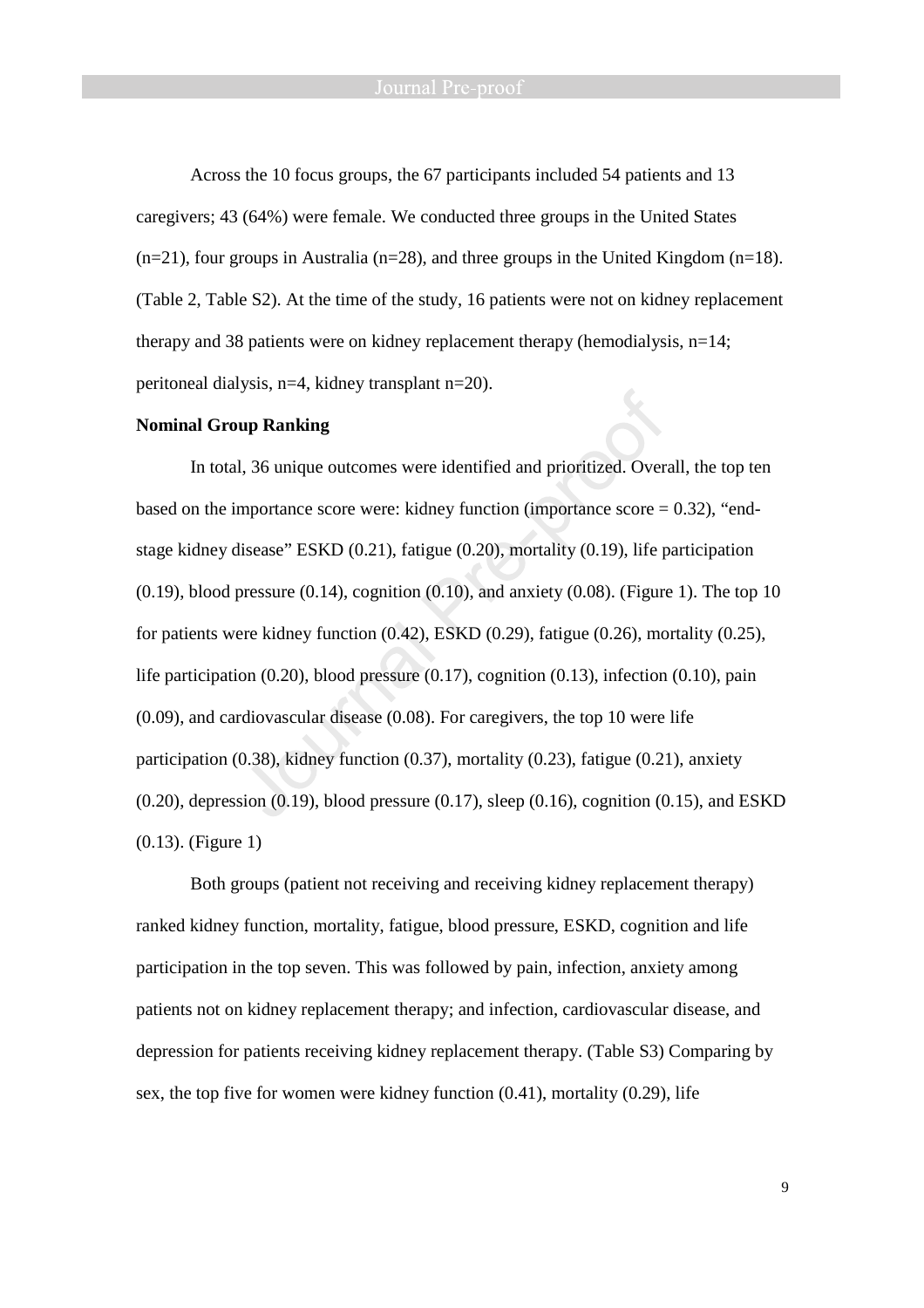Across the 10 focus groups, the 67 participants included 54 patients and 13 caregivers; 43 (64%) were female. We conducted three groups in the United States (n=21), four groups in Australia (n=28), and three groups in the United Kingdom (n=18). (Table 2, Table S2). At the time of the study, 16 patients were not on kidney replacement therapy and 38 patients were on kidney replacement therapy (hemodialysis, n=14; peritoneal dialysis, n=4, kidney transplant n=20).

**Nominal Group Ranking**

In total, 36 unique outcomes were identified and prioritized. Overall, the top ten based on the importance score were: kidney function (importance score = 0.32), "end-stage kidney disease" ESKD (0.21), fatigue (0.20), mortality (0.19), life participation (0.19), blood pressure (0.14), cognition (0.10), and anxiety (0.08). (Figure 1). The top 10 for patients were kidney function (0.42), ESKD (0.29), fatigue (0.26), mortality (0.25), life participation (0.20), blood pressure (0.17), cognition (0.13), infection (0.10), pain (0.09), and cardiovascular disease (0.08). For caregivers, the top 10 were life participation (0.38), kidney function (0.37), mortality (0.23), fatigue (0.21), anxiety (0.20), depression (0.19), blood pressure (0.17), sleep (0.16), cognition (0.15), and ESKD (0.13). (Figure 1)

Both groups (patient not receiving and receiving kidney replacement therapy) ranked kidney function, mortality, fatigue, blood pressure, ESKD, cognition and life participation in the top seven. This was followed by pain, infection, anxiety among patients not on kidney replacement therapy; and infection, cardiovascular disease, and depression for patients receiving kidney replacement therapy. (Table S3) Comparing by sex, the top five for women were kidney function (0.41), mortality (0.29), life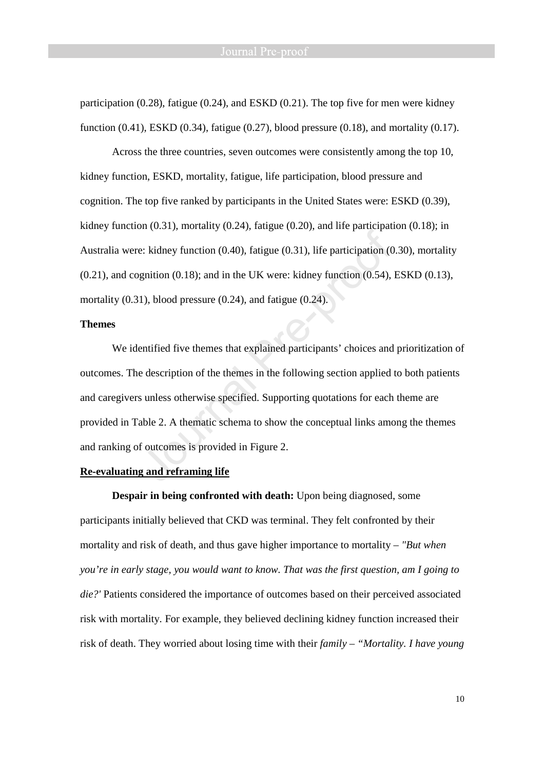participation (0.28), fatigue (0.24), and ESKD (0.21). The top five for men were kidney function (0.41), ESKD (0.34), fatigue (0.27), blood pressure (0.18), and mortality (0.17).

Across the three countries, seven outcomes were consistently among the top 10, kidney function, ESKD, mortality, fatigue, life participation, blood pressure and cognition. The top five ranked by participants in the United States were: ESKD (0.39), kidney function (0.31), mortality (0.24), fatigue (0.20), and life participation (0.18); in Australia were: kidney function (0.40), fatigue (0.31), life participation (0.30), mortality (0.21), and cognition (0.18); and in the UK were: kidney function (0.54), ESKD (0.13), mortality (0.31), blood pressure (0.24), and fatigue (0.24).

**Themes**

We identified five themes that explained participants' choices and prioritization of outcomes. The description of the themes in the following section applied to both patients and caregivers unless otherwise specified. Supporting quotations for each theme are provided in Table 2. A thematic schema to show the conceptual links among the themes and ranking of outcomes is provided in Figure 2.

**<u>Re-evaluating and reframing life</u>**

**Despair in being confronted with death:** Upon being diagnosed, some participants initially believed that CKD was terminal. They felt confronted by their mortality and risk of death, and thus gave higher importance to mortality – *"But when you're in early stage, you would want to know. That was the first question, am I going to die?'* Patients considered the importance of outcomes based on their perceived associated risk with mortality. For example, they believed declining kidney function increased their risk of death. They worried about losing time with their *family – "Mortality. I have young*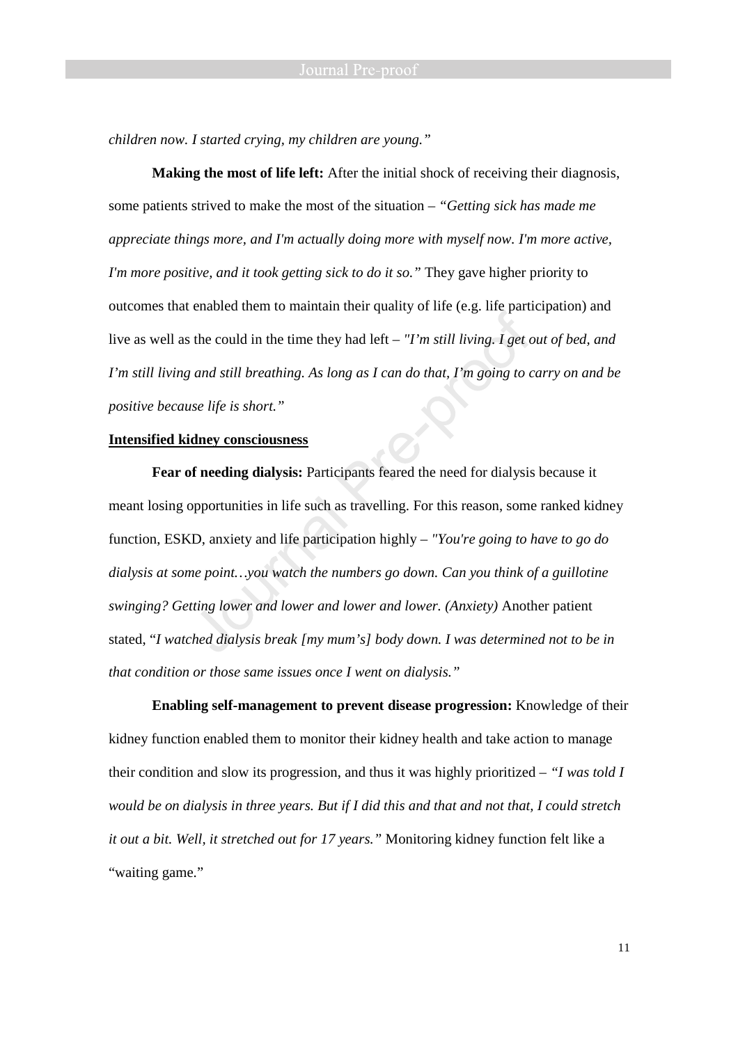*children now. I started crying, my children are young."*

**Making the most of life left:** After the initial shock of receiving their diagnosis, some patients strived to make the most of the situation – *"Getting sick has made me appreciate things more, and I'm actually doing more with myself now. I'm more active, I'm more positive, and it took getting sick to do it so."* They gave higher priority to outcomes that enabled them to maintain their quality of life (e.g. life participation) and live as well as the could in the time they had left – *"I'm still living. I get out of bed, and I'm still living and still breathing. As long as I can do that, I'm going to carry on and be positive because life is short."*

**Intensified kidney consciousness**

**Fear of needing dialysis:** Participants feared the need for dialysis because it meant losing opportunities in life such as travelling. For this reason, some ranked kidney function, ESKD, anxiety and life participation highly – *"You're going to have to go do dialysis at some point…you watch the numbers go down. Can you think of a guillotine swinging? Getting lower and lower and lower and lower. (Anxiety)* Another patient stated, "*I watched dialysis break [my mum's] body down. I was determined not to be in that condition or those same issues once I went on dialysis."*

**Enabling self-management to prevent disease progression:** Knowledge of their kidney function enabled them to monitor their kidney health and take action to manage their condition and slow its progression, and thus it was highly prioritized – *"I was told I would be on dialysis in three years. But if I did this and that and not that, I could stretch it out a bit. Well, it stretched out for 17 years."* Monitoring kidney function felt like a "waiting game."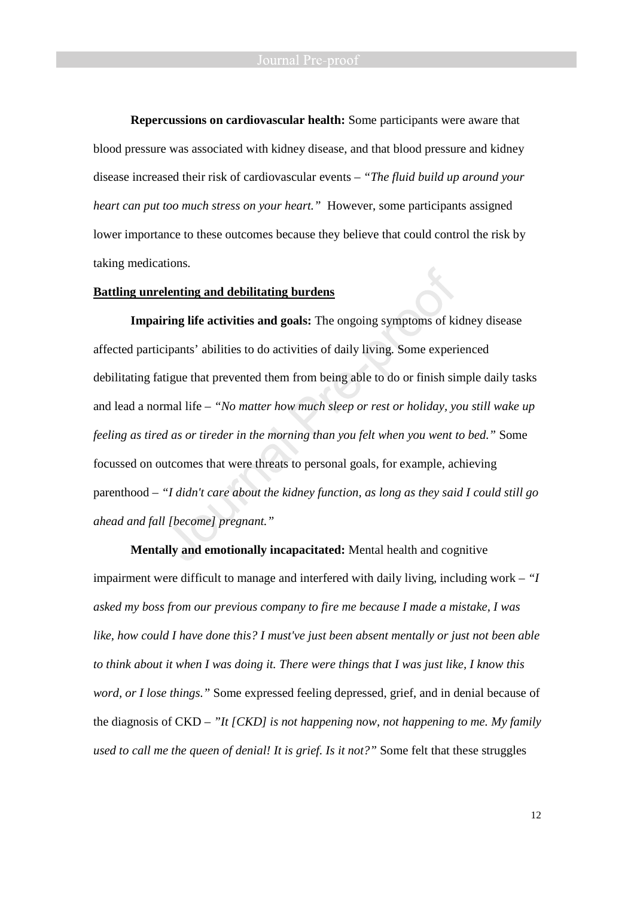**Repercussions on cardiovascular health:** Some participants were aware that blood pressure was associated with kidney disease, and that blood pressure and kidney disease increased their risk of cardiovascular events – *"The fluid build up around your heart can put too much stress on your heart."* However, some participants assigned lower importance to these outcomes because they believe that could control the risk by taking medications.

**Battling unrelenting and debilitating burdens**

**Impairing life activities and goals:** The ongoing symptoms of kidney disease affected participants' abilities to do activities of daily living. Some experienced debilitating fatigue that prevented them from being able to do or finish simple daily tasks and lead a normal life – *"No matter how much sleep or rest or holiday, you still wake up feeling as tired as or tireder in the morning than you felt when you went to bed."* Some focussed on outcomes that were threats to personal goals, for example, achieving parenthood – *"I didn't care about the kidney function, as long as they said I could still go ahead and fall [become] pregnant."*

**Mentally and emotionally incapacitated:** Mental health and cognitive impairment were difficult to manage and interfered with daily living, including work – *"I asked my boss from our previous company to fire me because I made a mistake, I was like, how could I have done this? I must've just been absent mentally or just not been able to think about it when I was doing it. There were things that I was just like, I know this word, or I lose things."* Some expressed feeling depressed, grief, and in denial because of the diagnosis of CKD – *"It [CKD] is not happening now, not happening to me. My family used to call me the queen of denial! It is grief. Is it not?"* Some felt that these struggles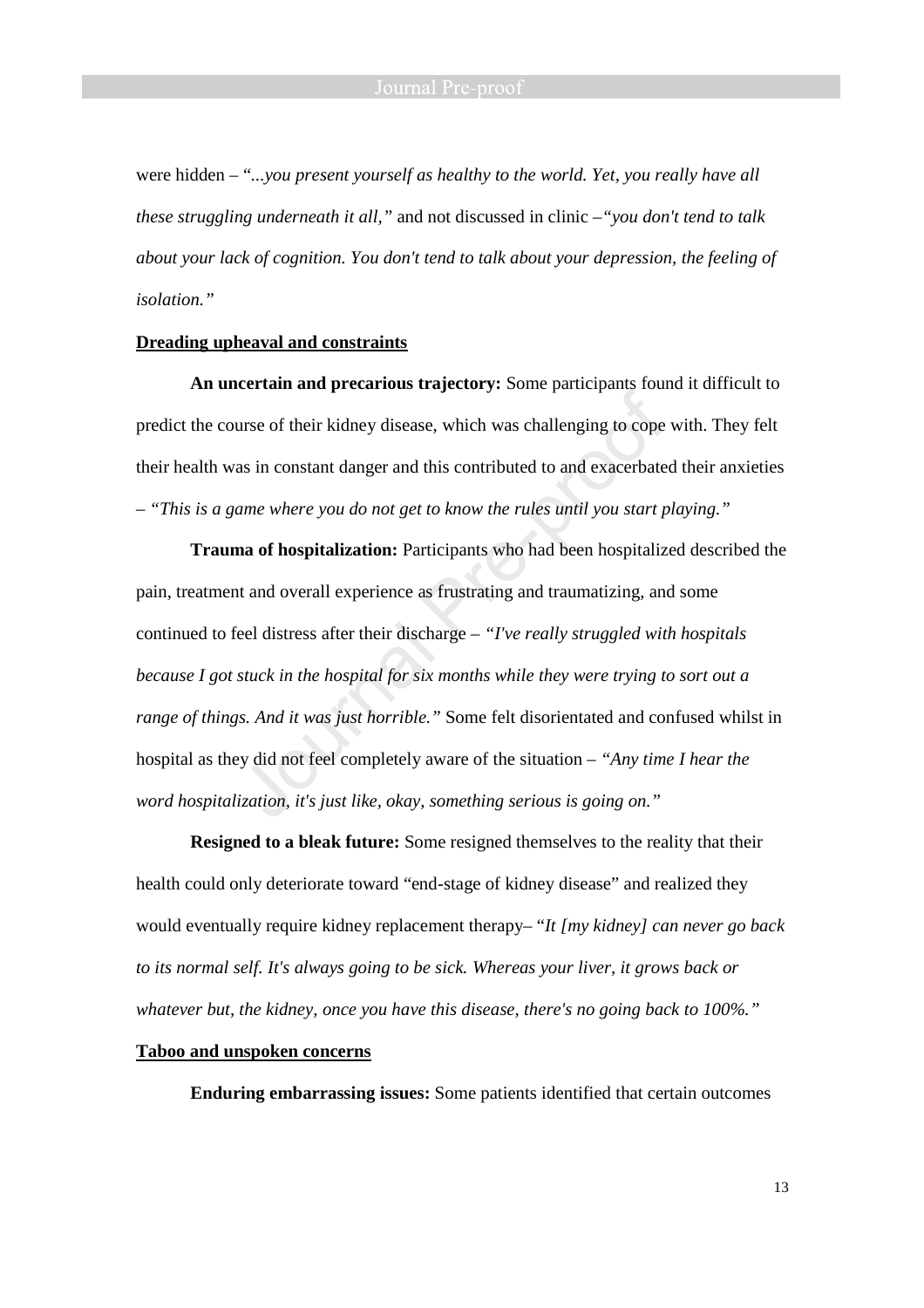were hidden – "*...you present yourself as healthy to the world. Yet, you really have all these struggling underneath it all,"* and not discussed in clinic –*"you don't tend to talk about your lack of cognition. You don't tend to talk about your depression, the feeling of isolation."*

**Dreading upheaval and constraints**

**An uncertain and precarious trajectory:** Some participants found it difficult to predict the course of their kidney disease, which was challenging to cope with. They felt their health was in constant danger and this contributed to and exacerbated their anxieties – *"This is a game where you do not get to know the rules until you start playing."*

**Trauma of hospitalization:** Participants who had been hospitalized described the pain, treatment and overall experience as frustrating and traumatizing, and some continued to feel distress after their discharge – *"I've really struggled with hospitals because I got stuck in the hospital for six months while they were trying to sort out a range of things. And it was just horrible."* Some felt disorientated and confused whilst in hospital as they did not feel completely aware of the situation – *"Any time I hear the word hospitalization, it's just like, okay, something serious is going on."*

**Resigned to a bleak future:** Some resigned themselves to the reality that their health could only deteriorate toward "end-stage of kidney disease" and realized they would eventually require kidney replacement therapy– "*It [my kidney] can never go back to its normal self. It's always going to be sick. Whereas your liver, it grows back or whatever but, the kidney, once you have this disease, there's no going back to 100%."*

**Taboo and unspoken concerns**

**Enduring embarrassing issues:** Some patients identified that certain outcomes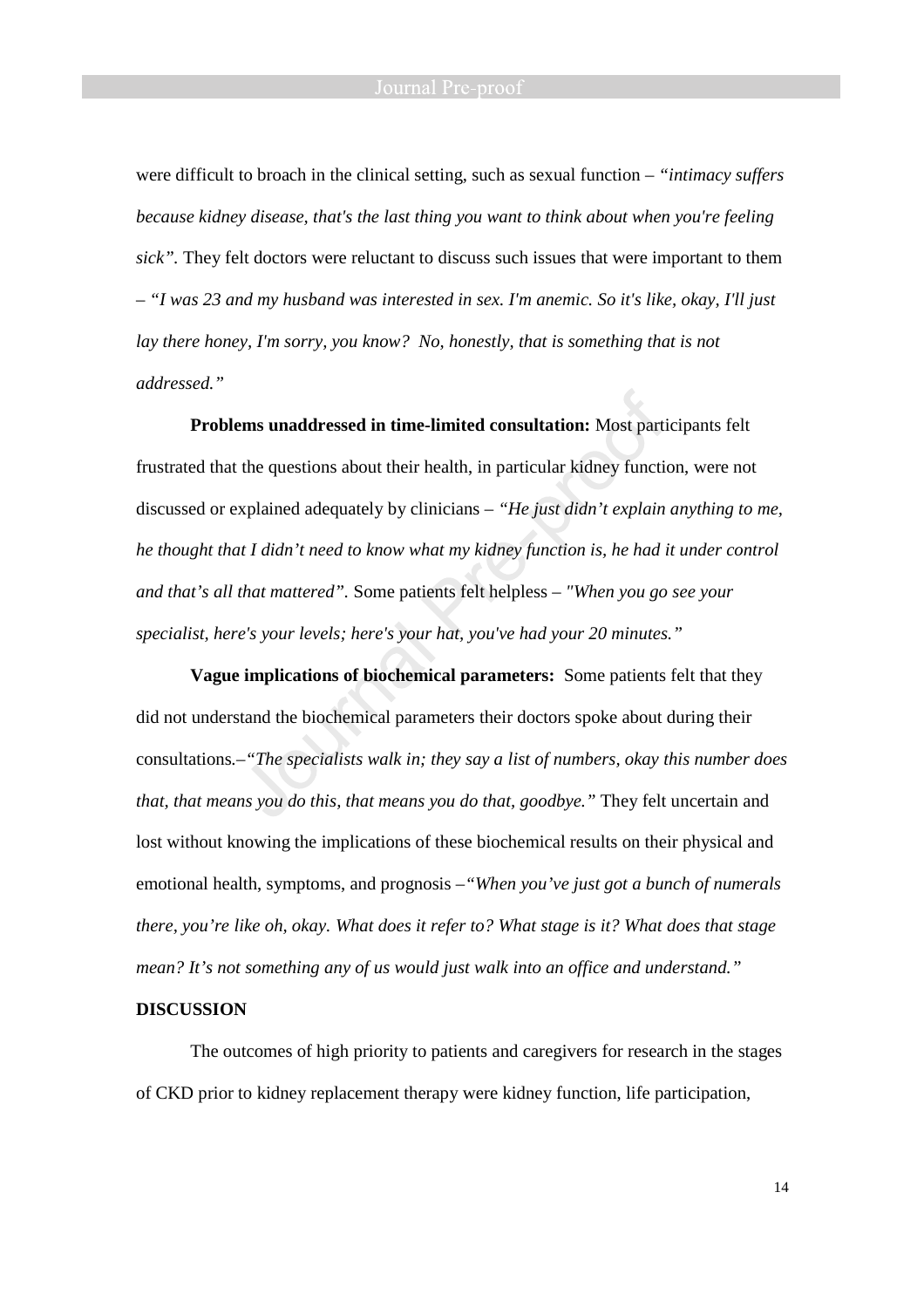were difficult to broach in the clinical setting, such as sexual function – *"intimacy suffers because kidney disease, that's the last thing you want to think about when you're feeling sick".* They felt doctors were reluctant to discuss such issues that were important to them – *"I was 23 and my husband was interested in sex. I'm anemic. So it's like, okay, I'll just lay there honey, I'm sorry, you know? No, honestly, that is something that is not addressed."*

**Problems unaddressed in time-limited consultation:** Most participants felt frustrated that the questions about their health, in particular kidney function, were not discussed or explained adequately by clinicians – *"He just didn't explain anything to me, he thought that I didn't need to know what my kidney function is, he had it under control and that's all that mattered".* Some patients felt helpless – *"When you go see your specialist, here's your levels; here's your hat, you've had your 20 minutes."*

**Vague implications of biochemical parameters:** Some patients felt that they did not understand the biochemical parameters their doctors spoke about during their consultations.–*"The specialists walk in; they say a list of numbers, okay this number does that, that means you do this, that means you do that, goodbye."* They felt uncertain and lost without knowing the implications of these biochemical results on their physical and emotional health, symptoms, and prognosis –*"When you've just got a bunch of numerals there, you're like oh, okay. What does it refer to? What stage is it? What does that stage mean? It's not something any of us would just walk into an office and understand."*

## DISCUSSION

The outcomes of high priority to patients and caregivers for research in the stages of CKD prior to kidney replacement therapy were kidney function, life participation,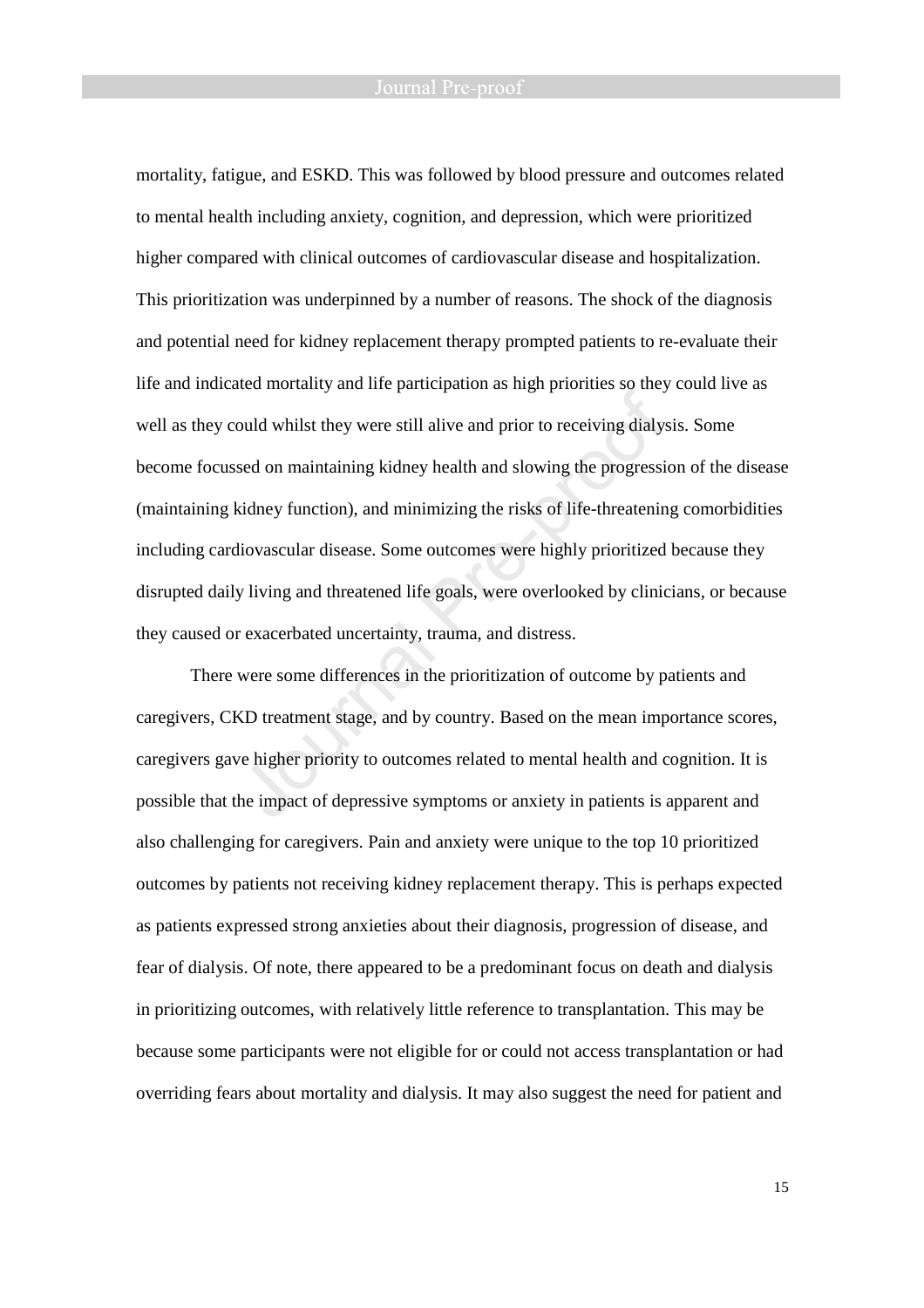mortality, fatigue, and ESKD. This was followed by blood pressure and outcomes related to mental health including anxiety, cognition, and depression, which were prioritized higher compared with clinical outcomes of cardiovascular disease and hospitalization. This prioritization was underpinned by a number of reasons. The shock of the diagnosis and potential need for kidney replacement therapy prompted patients to re-evaluate their life and indicated mortality and life participation as high priorities so they could live as well as they could whilst they were still alive and prior to receiving dialysis. Some become focussed on maintaining kidney health and slowing the progression of the disease (maintaining kidney function), and minimizing the risks of life-threatening comorbidities including cardiovascular disease. Some outcomes were highly prioritized because they disrupted daily living and threatened life goals, were overlooked by clinicians, or because they caused or exacerbated uncertainty, trauma, and distress.

There were some differences in the prioritization of outcome by patients and caregivers, CKD treatment stage, and by country. Based on the mean importance scores, caregivers gave higher priority to outcomes related to mental health and cognition. It is possible that the impact of depressive symptoms or anxiety in patients is apparent and also challenging for caregivers. Pain and anxiety were unique to the top 10 prioritized outcomes by patients not receiving kidney replacement therapy. This is perhaps expected as patients expressed strong anxieties about their diagnosis, progression of disease, and fear of dialysis. Of note, there appeared to be a predominant focus on death and dialysis in prioritizing outcomes, with relatively little reference to transplantation. This may be because some participants were not eligible for or could not access transplantation or had overriding fears about mortality and dialysis. It may also suggest the need for patient and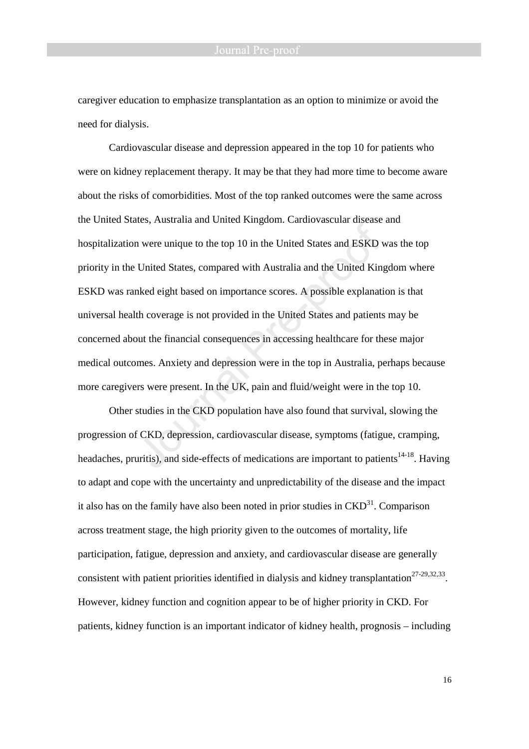caregiver education to emphasize transplantation as an option to minimize or avoid the need for dialysis.

Cardiovascular disease and depression appeared in the top 10 for patients who were on kidney replacement therapy. It may be that they had more time to become aware about the risks of comorbidities. Most of the top ranked outcomes were the same across the United States, Australia and United Kingdom. Cardiovascular disease and hospitalization were unique to the top 10 in the United States and ESKD was the top priority in the United States, compared with Australia and the United Kingdom where ESKD was ranked eight based on importance scores. A possible explanation is that universal health coverage is not provided in the United States and patients may be concerned about the financial consequences in accessing healthcare for these major medical outcomes. Anxiety and depression were in the top in Australia, perhaps because more caregivers were present. In the UK, pain and fluid/weight were in the top 10.

Other studies in the CKD population have also found that survival, slowing the progression of CKD, depression, cardiovascular disease, symptoms (fatigue, cramping, headaches, pruritis), and side-effects of medications are important to patients[14-18]. Having to adapt and cope with the uncertainty and unpredictability of the disease and the impact it also has on the family have also been noted in prior studies in CKD[31]. Comparison across treatment stage, the high priority given to the outcomes of mortality, life participation, fatigue, depression and anxiety, and cardiovascular disease are generally consistent with patient priorities identified in dialysis and kidney transplantation[27-29,32,33]. However, kidney function and cognition appear to be of higher priority in CKD. For patients, kidney function is an important indicator of kidney health, prognosis – including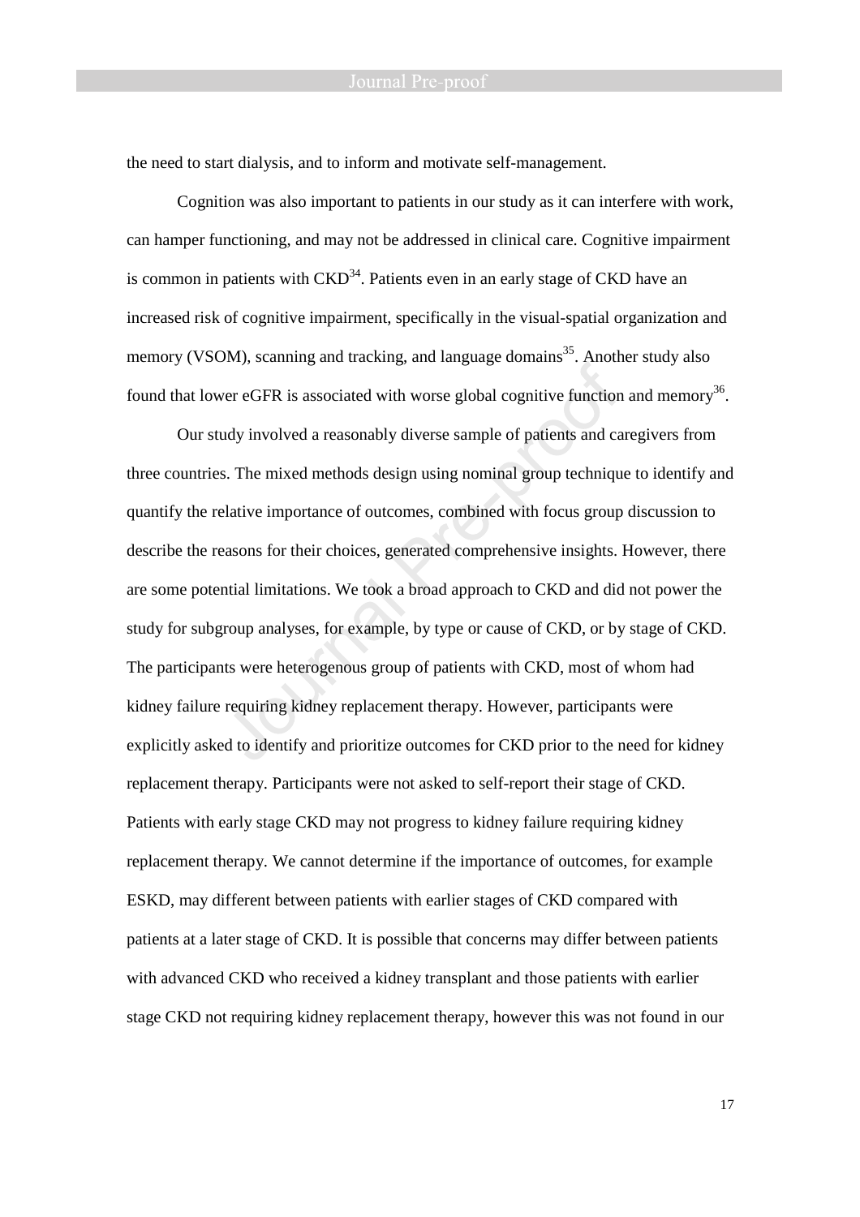the need to start dialysis, and to inform and motivate self-management.

Cognition was also important to patients in our study as it can interfere with work, can hamper functioning, and may not be addressed in clinical care. Cognitive impairment is common in patients with CKD[34]. Patients even in an early stage of CKD have an increased risk of cognitive impairment, specifically in the visual-spatial organization and memory (VSOM), scanning and tracking, and language domains[35]. Another study also found that lower eGFR is associated with worse global cognitive function and memory[36].

Our study involved a reasonably diverse sample of patients and caregivers from three countries. The mixed methods design using nominal group technique to identify and quantify the relative importance of outcomes, combined with focus group discussion to describe the reasons for their choices, generated comprehensive insights. However, there are some potential limitations. We took a broad approach to CKD and did not power the study for subgroup analyses, for example, by type or cause of CKD, or by stage of CKD. The participants were heterogenous group of patients with CKD, most of whom had kidney failure requiring kidney replacement therapy. However, participants were explicitly asked to identify and prioritize outcomes for CKD prior to the need for kidney replacement therapy. Participants were not asked to self-report their stage of CKD. Patients with early stage CKD may not progress to kidney failure requiring kidney replacement therapy. We cannot determine if the importance of outcomes, for example ESKD, may different between patients with earlier stages of CKD compared with patients at a later stage of CKD. It is possible that concerns may differ between patients with advanced CKD who received a kidney transplant and those patients with earlier stage CKD not requiring kidney replacement therapy, however this was not found in our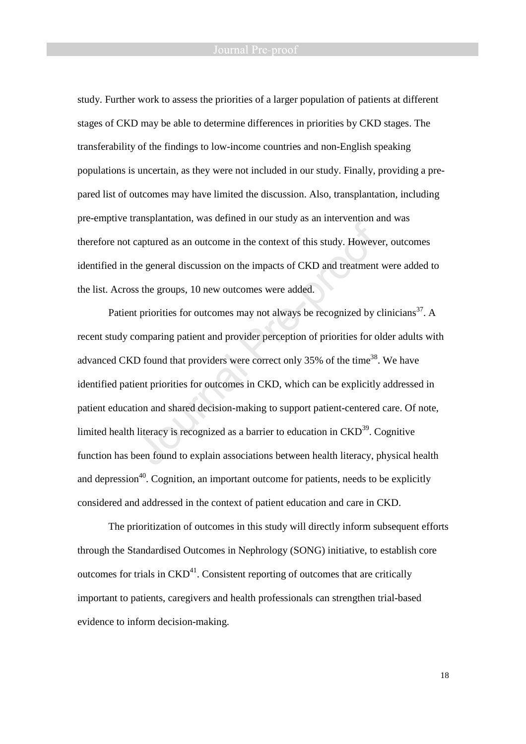study. Further work to assess the priorities of a larger population of patients at different stages of CKD may be able to determine differences in priorities by CKD stages. The transferability of the findings to low-income countries and non-English speaking populations is uncertain, as they were not included in our study. Finally, providing a pre-pared list of outcomes may have limited the discussion. Also, transplantation, including pre-emptive transplantation, was defined in our study as an intervention and was therefore not captured as an outcome in the context of this study. However, outcomes identified in the general discussion on the impacts of CKD and treatment were added to the list. Across the groups, 10 new outcomes were added.

Patient priorities for outcomes may not always be recognized by clinicians[37]. A recent study comparing patient and provider perception of priorities for older adults with advanced CKD found that providers were correct only 35% of the time[38]. We have identified patient priorities for outcomes in CKD, which can be explicitly addressed in patient education and shared decision-making to support patient-centered care. Of note, limited health literacy is recognized as a barrier to education in CKD[39]. Cognitive function has been found to explain associations between health literacy, physical health and depression[40]. Cognition, an important outcome for patients, needs to be explicitly considered and addressed in the context of patient education and care in CKD.

The prioritization of outcomes in this study will directly inform subsequent efforts through the Standardised Outcomes in Nephrology (SONG) initiative, to establish core outcomes for trials in CKD[41]. Consistent reporting of outcomes that are critically important to patients, caregivers and health professionals can strengthen trial-based evidence to inform decision-making.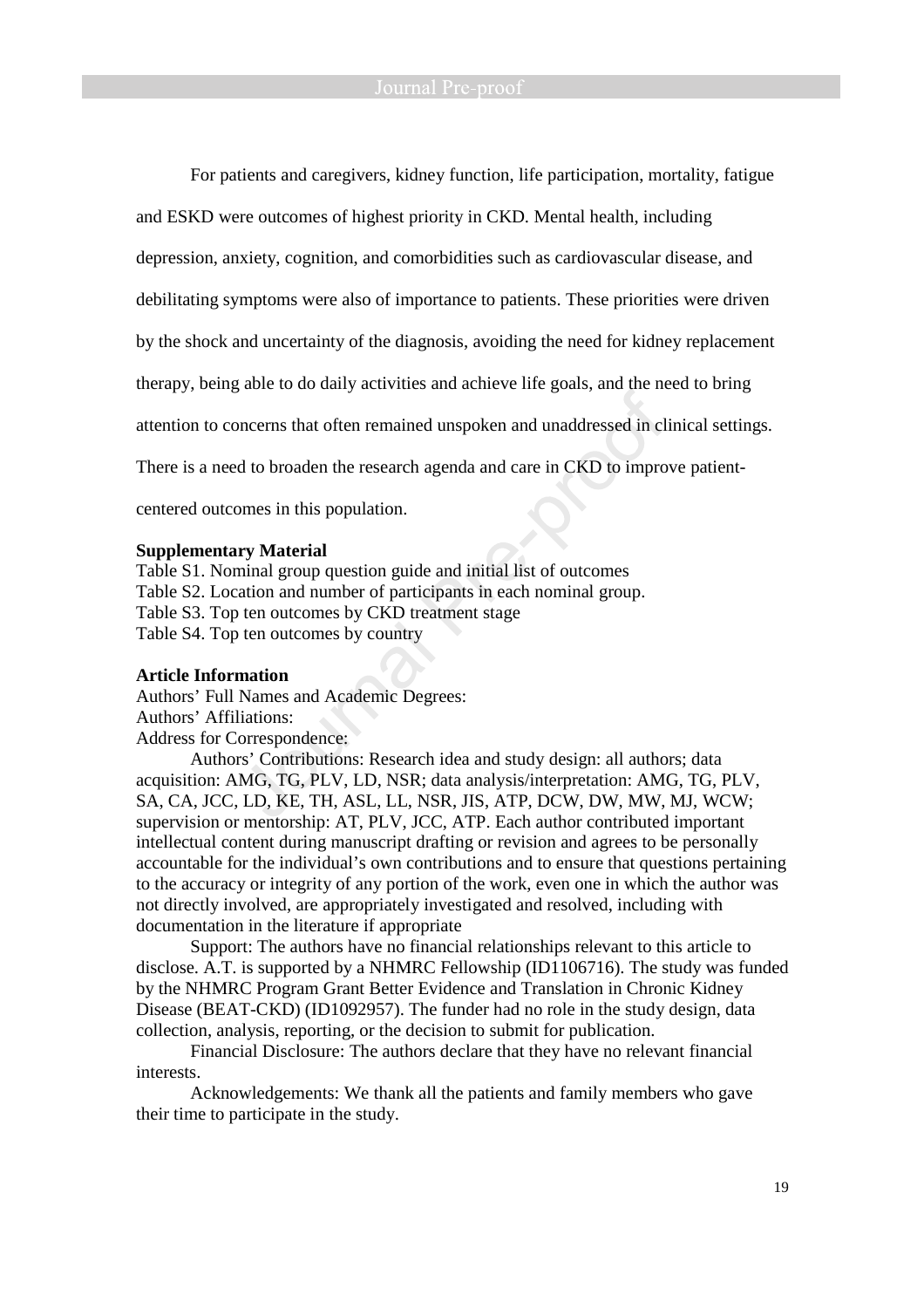For patients and caregivers, kidney function, life participation, mortality, fatigue and ESKD were outcomes of highest priority in CKD. Mental health, including depression, anxiety, cognition, and comorbidities such as cardiovascular disease, and debilitating symptoms were also of importance to patients. These priorities were driven by the shock and uncertainty of the diagnosis, avoiding the need for kidney replacement therapy, being able to do daily activities and achieve life goals, and the need to bring attention to concerns that often remained unspoken and unaddressed in clinical settings. There is a need to broaden the research agenda and care in CKD to improve patient-centered outcomes in this population.

**Supplementary Material**

Table S1. Nominal group question guide and initial list of outcomes
Table S2. Location and number of participants in each nominal group.
Table S3. Top ten outcomes by CKD treatment stage
Table S4. Top ten outcomes by country

**Article Information**

Authors' Full Names and Academic Degrees:
Authors' Affiliations:
Address for Correspondence:

Authors' Contributions: Research idea and study design: all authors; data acquisition: AMG, TG, PLV, LD, NSR; data analysis/interpretation: AMG, TG, PLV, SA, CA, JCC, LD, KE, TH, ASL, LL, NSR, JIS, ATP, DCW, DW, MW, MJ, WCW; supervision or mentorship: AT, PLV, JCC, ATP. Each author contributed important intellectual content during manuscript drafting or revision and agrees to be personally accountable for the individual's own contributions and to ensure that questions pertaining to the accuracy or integrity of any portion of the work, even one in which the author was not directly involved, are appropriately investigated and resolved, including with documentation in the literature if appropriate

Support: The authors have no financial relationships relevant to this article to disclose. A.T. is supported by a NHMRC Fellowship (ID1106716). The study was funded by the NHMRC Program Grant Better Evidence and Translation in Chronic Kidney Disease (BEAT-CKD) (ID1092957). The funder had no role in the study design, data collection, analysis, reporting, or the decision to submit for publication.

Financial Disclosure: The authors declare that they have no relevant financial interests.

Acknowledgements: We thank all the patients and family members who gave their time to participate in the study.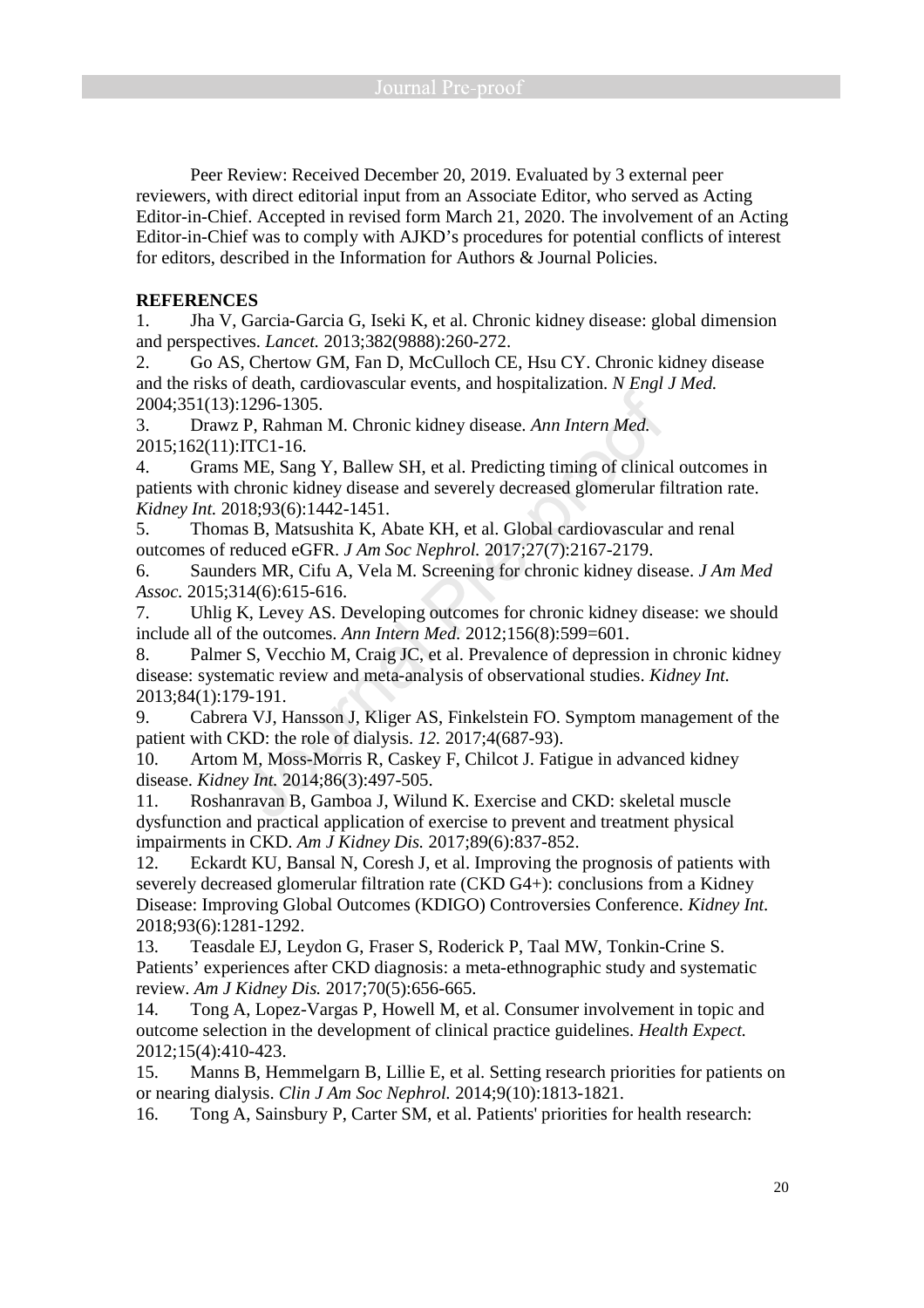Peer Review: Received December 20, 2019. Evaluated by 3 external peer reviewers, with direct editorial input from an Associate Editor, who served as Acting Editor-in-Chief. Accepted in revised form March 21, 2020. The involvement of an Acting Editor-in-Chief was to comply with AJKD's procedures for potential conflicts of interest for editors, described in the Information for Authors & Journal Policies.

**REFERENCES**

1. Jha V, Garcia-Garcia G, Iseki K, et al. Chronic kidney disease: global dimension and perspectives. *Lancet.* 2013;382(9888):260-272.
2. Go AS, Chertow GM, Fan D, McCulloch CE, Hsu CY. Chronic kidney disease and the risks of death, cardiovascular events, and hospitalization. *N Engl J Med.* 2004;351(13):1296-1305.
3. Drawz P, Rahman M. Chronic kidney disease. *Ann Intern Med.* 2015;162(11):ITC1-16.
4. Grams ME, Sang Y, Ballew SH, et al. Predicting timing of clinical outcomes in patients with chronic kidney disease and severely decreased glomerular filtration rate. *Kidney Int.* 2018;93(6):1442-1451.
5. Thomas B, Matsushita K, Abate KH, et al. Global cardiovascular and renal outcomes of reduced eGFR. *J Am Soc Nephrol.* 2017;27(7):2167-2179.
6. Saunders MR, Cifu A, Vela M. Screening for chronic kidney disease. *J Am Med Assoc.* 2015;314(6):615-616.
7. Uhlig K, Levey AS. Developing outcomes for chronic kidney disease: we should include all of the outcomes. *Ann Intern Med.* 2012;156(8):599=601.
8. Palmer S, Vecchio M, Craig JC, et al. Prevalence of depression in chronic kidney disease: systematic review and meta-analysis of observational studies. *Kidney Int.* 2013;84(1):179-191.
9. Cabrera VJ, Hansson J, Kliger AS, Finkelstein FO. Symptom management of the patient with CKD: the role of dialysis. *12.* 2017;4(687-93).
10. Artom M, Moss-Morris R, Caskey F, Chilcot J. Fatigue in advanced kidney disease. *Kidney Int.* 2014;86(3):497-505.
11. Roshanravan B, Gamboa J, Wilund K. Exercise and CKD: skeletal muscle dysfunction and practical application of exercise to prevent and treatment physical impairments in CKD. *Am J Kidney Dis.* 2017;89(6):837-852.
12. Eckardt KU, Bansal N, Coresh J, et al. Improving the prognosis of patients with severely decreased glomerular filtration rate (CKD G4+): conclusions from a Kidney Disease: Improving Global Outcomes (KDIGO) Controversies Conference. *Kidney Int.* 2018;93(6):1281-1292.
13. Teasdale EJ, Leydon G, Fraser S, Roderick P, Taal MW, Tonkin-Crine S. Patients' experiences after CKD diagnosis: a meta-ethnographic study and systematic review. *Am J Kidney Dis.* 2017;70(5):656-665.
14. Tong A, Lopez-Vargas P, Howell M, et al. Consumer involvement in topic and outcome selection in the development of clinical practice guidelines. *Health Expect.* 2012;15(4):410-423.
15. Manns B, Hemmelgarn B, Lillie E, et al. Setting research priorities for patients on or nearing dialysis. *Clin J Am Soc Nephrol.* 2014;9(10):1813-1821.
16. Tong A, Sainsbury P, Carter SM, et al. Patients' priorities for health research: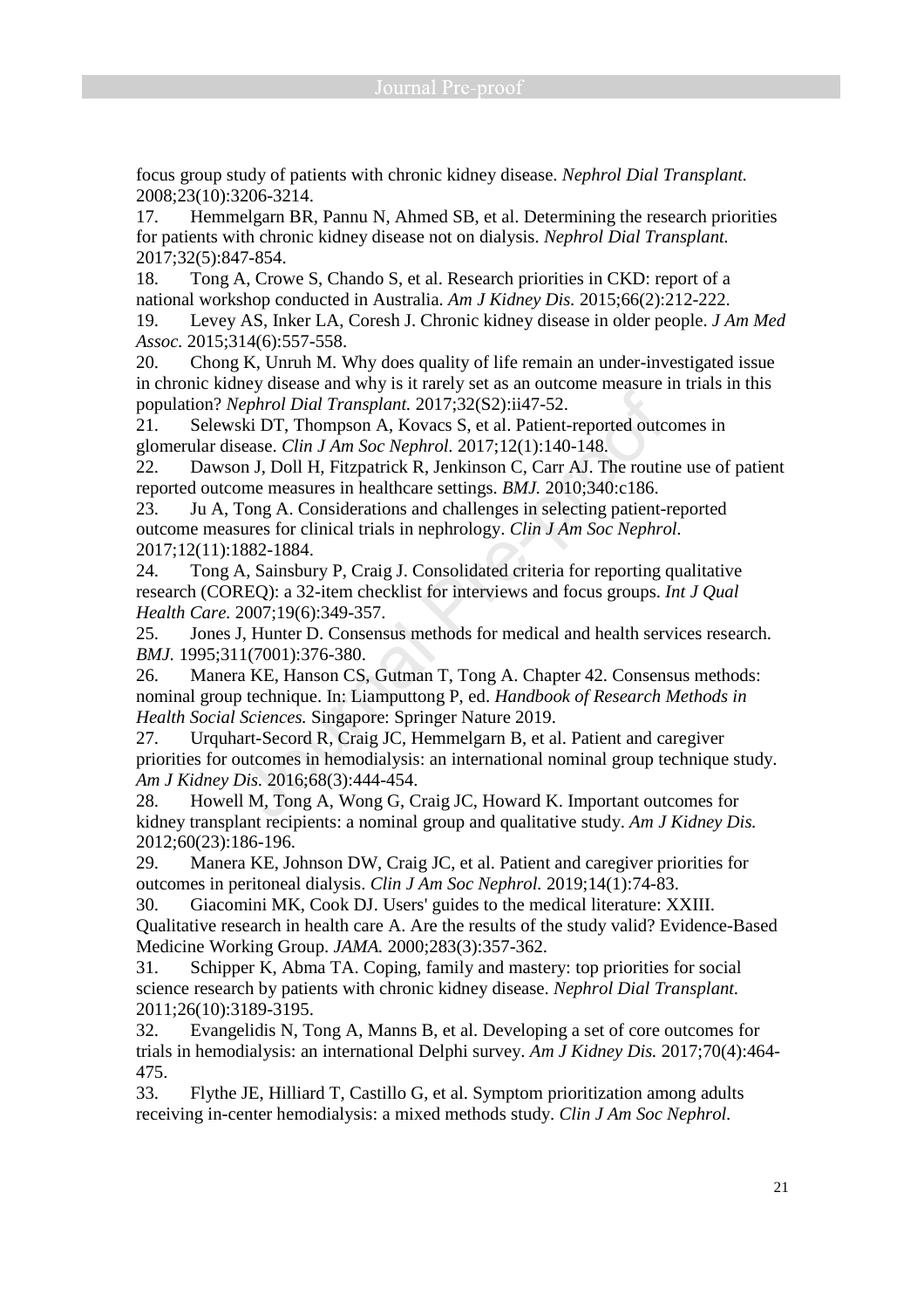focus group study of patients with chronic kidney disease. *Nephrol Dial Transplant.* 2008;23(10):3206-3214.

17. Hemmelgarn BR, Pannu N, Ahmed SB, et al. Determining the research priorities for patients with chronic kidney disease not on dialysis. *Nephrol Dial Transplant.* 2017;32(5):847-854.

18. Tong A, Crowe S, Chando S, et al. Research priorities in CKD: report of a national workshop conducted in Australia. *Am J Kidney Dis.* 2015;66(2):212-222.

19. Levey AS, Inker LA, Coresh J. Chronic kidney disease in older people. *J Am Med Assoc.* 2015;314(6):557-558.

20. Chong K, Unruh M. Why does quality of life remain an under-investigated issue in chronic kidney disease and why is it rarely set as an outcome measure in trials in this population? *Nephrol Dial Transplant.* 2017;32(S2):ii47-52.

21. Selewski DT, Thompson A, Kovacs S, et al. Patient-reported outcomes in glomerular disease. *Clin J Am Soc Nephrol.* 2017;12(1):140-148.

22. Dawson J, Doll H, Fitzpatrick R, Jenkinson C, Carr AJ. The routine use of patient reported outcome measures in healthcare settings. *BMJ.* 2010;340:c186.

23. Ju A, Tong A. Considerations and challenges in selecting patient-reported outcome measures for clinical trials in nephrology. *Clin J Am Soc Nephrol.* 2017;12(11):1882-1884.

24. Tong A, Sainsbury P, Craig J. Consolidated criteria for reporting qualitative research (COREQ): a 32-item checklist for interviews and focus groups. *Int J Qual Health Care.* 2007;19(6):349-357.

25. Jones J, Hunter D. Consensus methods for medical and health services research. *BMJ.* 1995;311(7001):376-380.

26. Manera KE, Hanson CS, Gutman T, Tong A. Chapter 42. Consensus methods: nominal group technique. In: Liamputtong P, ed. *Handbook of Research Methods in Health Social Sciences.* Singapore: Springer Nature 2019.

27. Urquhart-Secord R, Craig JC, Hemmelgarn B, et al. Patient and caregiver priorities for outcomes in hemodialysis: an international nominal group technique study. *Am J Kidney Dis.* 2016;68(3):444-454.

28. Howell M, Tong A, Wong G, Craig JC, Howard K. Important outcomes for kidney transplant recipients: a nominal group and qualitative study. *Am J Kidney Dis.* 2012;60(23):186-196.

29. Manera KE, Johnson DW, Craig JC, et al. Patient and caregiver priorities for outcomes in peritoneal dialysis. *Clin J Am Soc Nephrol.* 2019;14(1):74-83.

30. Giacomini MK, Cook DJ. Users' guides to the medical literature: XXIII. Qualitative research in health care A. Are the results of the study valid? Evidence-Based Medicine Working Group. *JAMA.* 2000;283(3):357-362.

31. Schipper K, Abma TA. Coping, family and mastery: top priorities for social science research by patients with chronic kidney disease. *Nephrol Dial Transplant.* 2011;26(10):3189-3195.

32. Evangelidis N, Tong A, Manns B, et al. Developing a set of core outcomes for trials in hemodialysis: an international Delphi survey. *Am J Kidney Dis.* 2017;70(4):464-475.

33. Flythe JE, Hilliard T, Castillo G, et al. Symptom prioritization among adults receiving in-center hemodialysis: a mixed methods study. *Clin J Am Soc Nephrol.*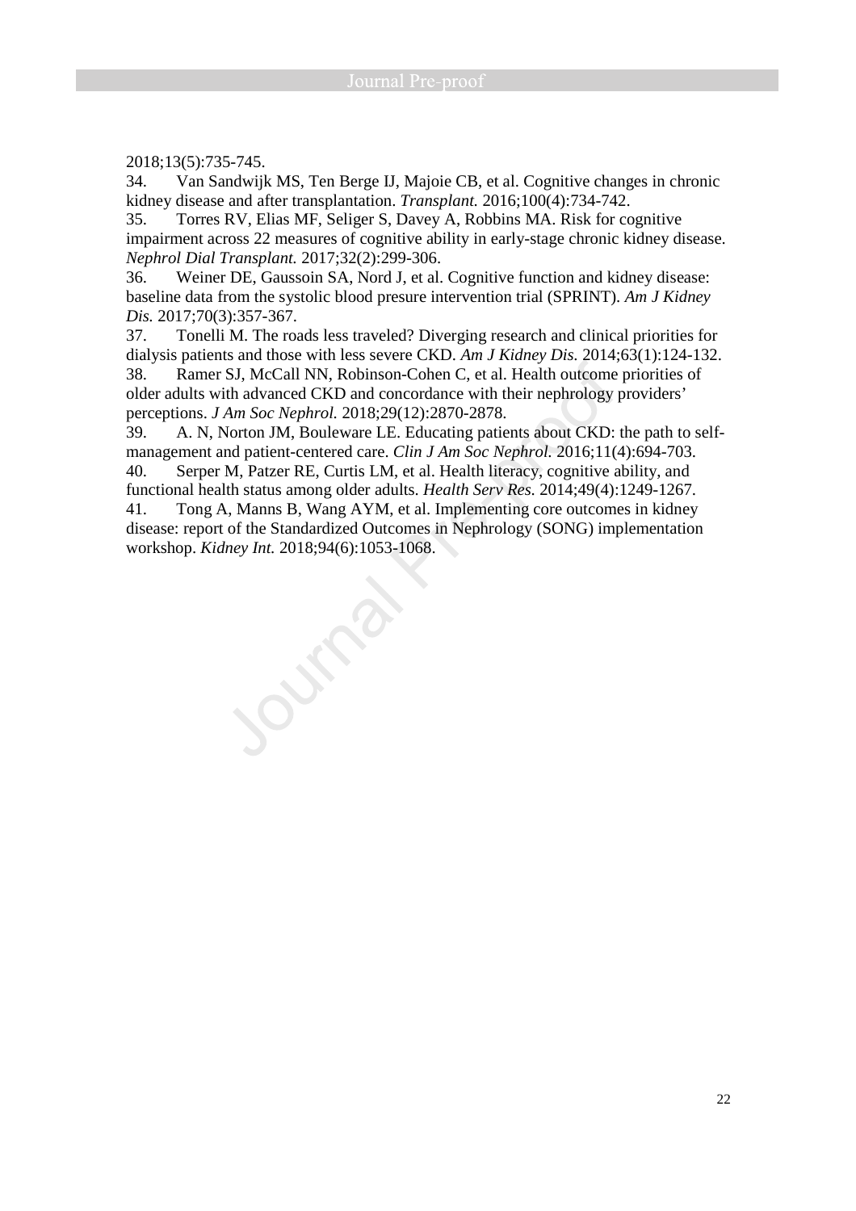2018;13(5):735-745.

34. Van Sandwijk MS, Ten Berge IJ, Majoie CB, et al. Cognitive changes in chronic kidney disease and after transplantation. *Transplant.* 2016;100(4):734-742.

35. Torres RV, Elias MF, Seliger S, Davey A, Robbins MA. Risk for cognitive impairment across 22 measures of cognitive ability in early-stage chronic kidney disease. *Nephrol Dial Transplant.* 2017;32(2):299-306.

36. Weiner DE, Gaussoin SA, Nord J, et al. Cognitive function and kidney disease: baseline data from the systolic blood presure intervention trial (SPRINT). *Am J Kidney Dis.* 2017;70(3):357-367.

37. Tonelli M. The roads less traveled? Diverging research and clinical priorities for dialysis patients and those with less severe CKD. *Am J Kidney Dis.* 2014;63(1):124-132.

38. Ramer SJ, McCall NN, Robinson-Cohen C, et al. Health outcome priorities of older adults with advanced CKD and concordance with their nephrology providers' perceptions. *J Am Soc Nephrol.* 2018;29(12):2870-2878.

39. A. N, Norton JM, Bouleware LE. Educating patients about CKD: the path to self-management and patient-centered care. *Clin J Am Soc Nephrol.* 2016;11(4):694-703.

40. Serper M, Patzer RE, Curtis LM, et al. Health literacy, cognitive ability, and functional health status among older adults. *Health Serv Res.* 2014;49(4):1249-1267.

41. Tong A, Manns B, Wang AYM, et al. Implementing core outcomes in kidney disease: report of the Standardized Outcomes in Nephrology (SONG) implementation workshop. *Kidney Int.* 2018;94(6):1053-1068.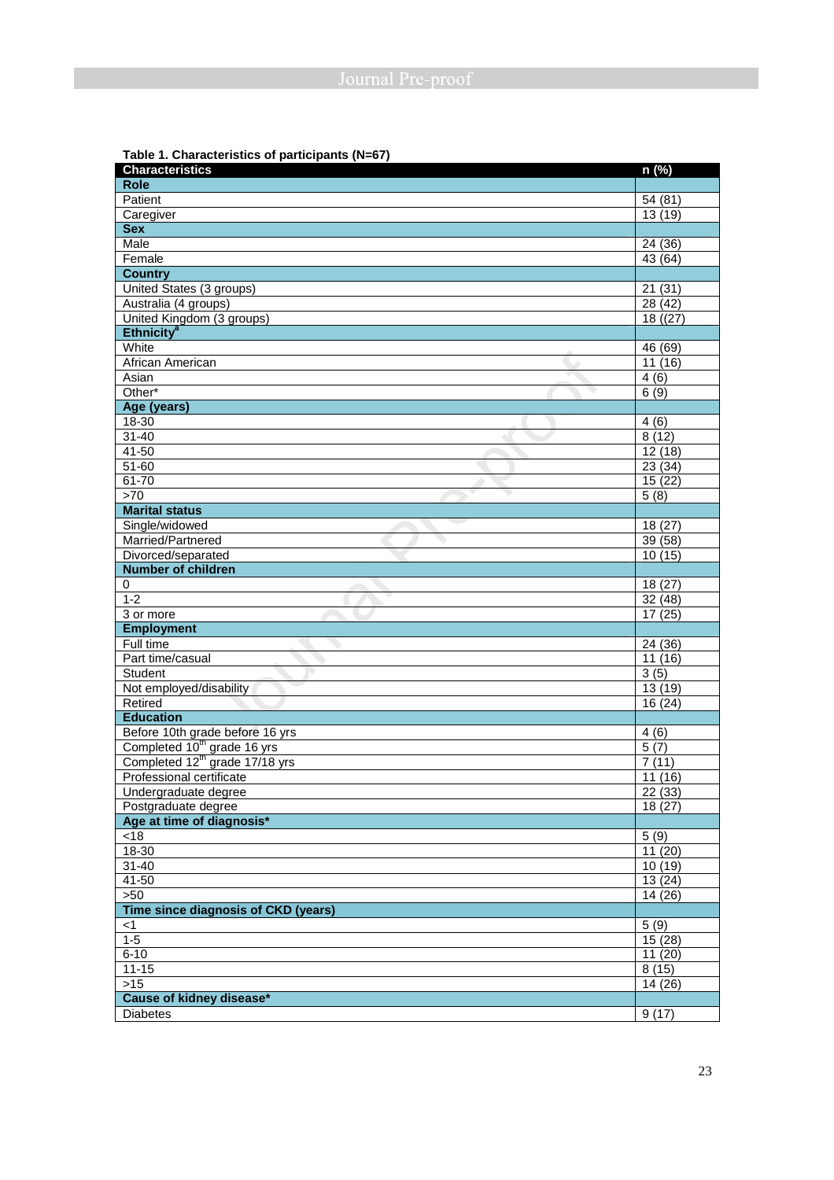**Table 1. Characteristics of participants (N=67)**

| Characteristics | n (%) |
|---|---|
| **Role** | |
| Patient | 54 (81) |
| Caregiver | 13 (19) |
| **Sex** | |
| Male | 24 (36) |
| Female | 43 (64) |
| **Country** | |
| United States (3 groups) | 21 (31) |
| Australia (4 groups) | 28 (42) |
| United Kingdom (3 groups) | 18 ((27) |
| **Ethnicity**[a] | |
| White | 46 (69) |
| African American | 11 (16) |
| Asian | 4 (6) |
| Other* | 6 (9) |
| **Age (years)** | |
| 18-30 | 4 (6) |
| 31-40 | 8 (12) |
| 41-50 | 12 (18) |
| 51-60 | 23 (34) |
| 61-70 | 15 (22) |
| >70 | 5 (8) |
| **Marital status** | |
| Single/widowed | 18 (27) |
| Married/Partnered | 39 (58) |
| Divorced/separated | 10 (15) |
| **Number of children** | |
| 0 | 18 (27) |
| 1-2 | 32 (48) |
| 3 or more | 17 (25) |
| **Employment** | |
| Full time | 24 (36) |
| Part time/casual | 11 (16) |
| Student | 3 (5) |
| Not employed/disability | 13 (19) |
| Retired | 16 (24) |
| **Education** | |
| Before 10th grade before 16 yrs | 4 (6) |
| Completed 10th grade 16 yrs | 5 (7) |
| Completed 12th grade 17/18 yrs | 7 (11) |
| Professional certificate | 11 (16) |
| Undergraduate degree | 22 (33) |
| Postgraduate degree | 18 (27) |
| **Age at time of diagnosis*** | |
| <18 | 5 (9) |
| 18-30 | 11 (20) |
| 31-40 | 10 (19) |
| 41-50 | 13 (24) |
| >50 | 14 (26) |
| **Time since diagnosis of CKD (years)** | |
| <1 | 5 (9) |
| 1-5 | 15 (28) |
| 6-10 | 11 (20) |
| 11-15 | 8 (15) |
| >15 | 14 (26) |
| **Cause of kidney disease*** | |
| Diabetes | 9 (17) |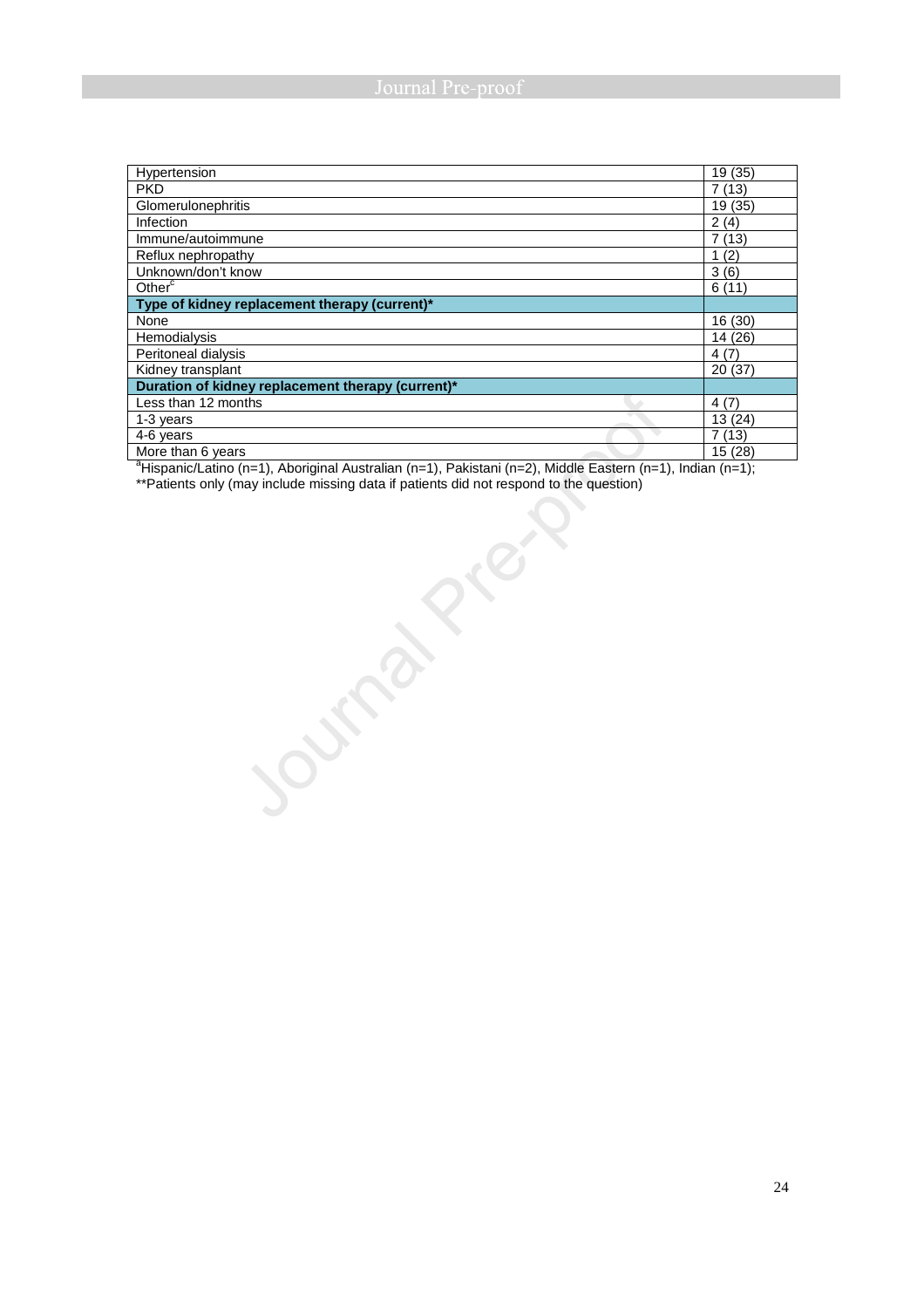| | |
|---|---|
| Hypertension | 19 (35) |
| PKD | 7 (13) |
| Glomerulonephritis | 19 (35) |
| Infection | 2 (4) |
| Immune/autoimmune | 7 (13) |
| Reflux nephropathy | 1 (2) |
| Unknown/don't know | 3 (6) |
| Other[c] | 6 (11) |
| **Type of kidney replacement therapy (current)*** | |
| None | 16 (30) |
| Hemodialysis | 14 (26) |
| Peritoneal dialysis | 4 (7) |
| Kidney transplant | 20 (37) |
| **Duration of kidney replacement therapy (current)*** | |
| Less than 12 months | 4 (7) |
| 1-3 years | 13 (24) |
| 4-6 years | 7 (13) |
| More than 6 years | 15 (28) |

[a]Hispanic/Latino (n=1), Aboriginal Australian (n=1), Pakistani (n=2), Middle Eastern (n=1), Indian (n=1);

**Patients only (may include missing data if patients did not respond to the question)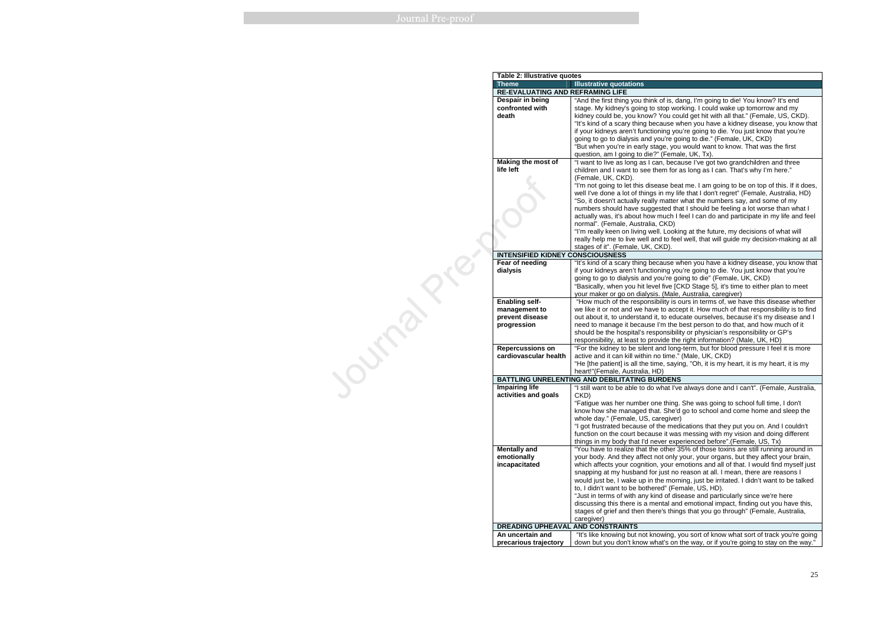**Table 2: Illustrative quotes**

| Theme | Illustrative quotations |
|---|---|
| **RE-EVALUATING AND REFRAMING LIFE** | |
| **Despair in being confronted with death** | "And the first thing you think of is, dang, I'm going to die! You know? It's end stage. My kidney's going to stop working. I could wake up tomorrow and my kidney could be, you know? You could get hit with all that." (Female, US, CKD). "It's kind of a scary thing because when you have a kidney disease, you know that if your kidneys aren't functioning you're going to die. You just know that you're going to go to dialysis and you're going to die." (Female, UK, CKD) "But when you're in early stage, you would want to know. That was the first question, am I going to die?" (Female, UK, Tx). |
| **Making the most of life left** | "I want to live as long as I can, because I've got two grandchildren and three children and I want to see them for as long as I can. That's why I'm here." (Female, UK, CKD). "I'm not going to let this disease beat me. I am going to be on top of this. If it does, well I've done a lot of things in my life that I don't regret" (Female, Australia, HD) "So, it doesn't actually really matter what the numbers say, and some of my numbers should have suggested that I should be feeling a lot worse than what I actually was, it's about how much I feel I can do and participate in my life and feel normal". (Female, Australia, CKD) "I'm really keen on living well. Looking at the future, my decisions of what will really help me to live well and to feel well, that will guide my decision-making at all stages of it". (Female, UK, CKD). |
| **INTENSIFIED KIDNEY CONSCIOUSNESS** | |
| **Fear of needing dialysis** | "It's kind of a scary thing because when you have a kidney disease, you know that if your kidneys aren't functioning you're going to die. You just know that you're going to go to dialysis and you're going to die" (Female, UK, CKD) "Basically, when you hit level five [CKD Stage 5], it's time to either plan to meet your maker or go on dialysis. (Male, Australia, caregiver) |
| **Enabling self-management to prevent disease progression** | "How much of the responsibility is ours in terms of, we have this disease whether we like it or not and we have to accept it. How much of that responsibility is to find out about it, to understand it, to educate ourselves, because it's my disease and I need to manage it because I'm the best person to do that, and how much of it should be the hospital's responsibility or physician's responsibility or GP's responsibility, at least to provide the right information? (Male, UK, HD) |
| **Repercussions on cardiovascular health** | "For the kidney to be silent and long-term, but for blood pressure I feel it is more active and it can kill within no time." (Male, UK, CKD) "He [the patient] is all the time, saying, "Oh, it is my heart, it is my heart, it is my heart!"(Female, Australia, HD) |
| **BATTLING UNRELENTING AND DEBILITATING BURDENS** | |
| **Impairing life activities and goals** | "I still want to be able to do what I've always done and I can't". (Female, Australia, CKD) "Fatigue was her number one thing. She was going to school full time, I don't know how she managed that. She'd go to school and come home and sleep the whole day." (Female, US, caregiver) "I got frustrated because of the medications that they put you on. And I couldn't function on the court because it was messing with my vision and doing different things in my body that I'd never experienced before".(Female, US, Tx) |
| **Mentally and emotionally incapacitated** | "You have to realize that the other 35% of those toxins are still running around in your body. And they affect not only your, your organs, but they affect your brain, which affects your cognition, your emotions and all of that. I would find myself just snapping at my husband for just no reason at all. I mean, there are reasons I would just be, I wake up in the morning, just be irritated. I didn't want to be talked to, I didn't want to be bothered" (Female, US, HD). "Just in terms of with any kind of disease and particularly since we're here discussing this there is a mental and emotional impact, finding out you have this, stages of grief and then there's things that you go through" (Female, Australia, caregiver) |
| **DREADING UPHEAVAL AND CONSTRAINTS** | |
| **An uncertain and precarious trajectory** | "It's like knowing but not knowing, you sort of know what sort of track you're going down but you don't know what's on the way, or if you're going to stay on the way." |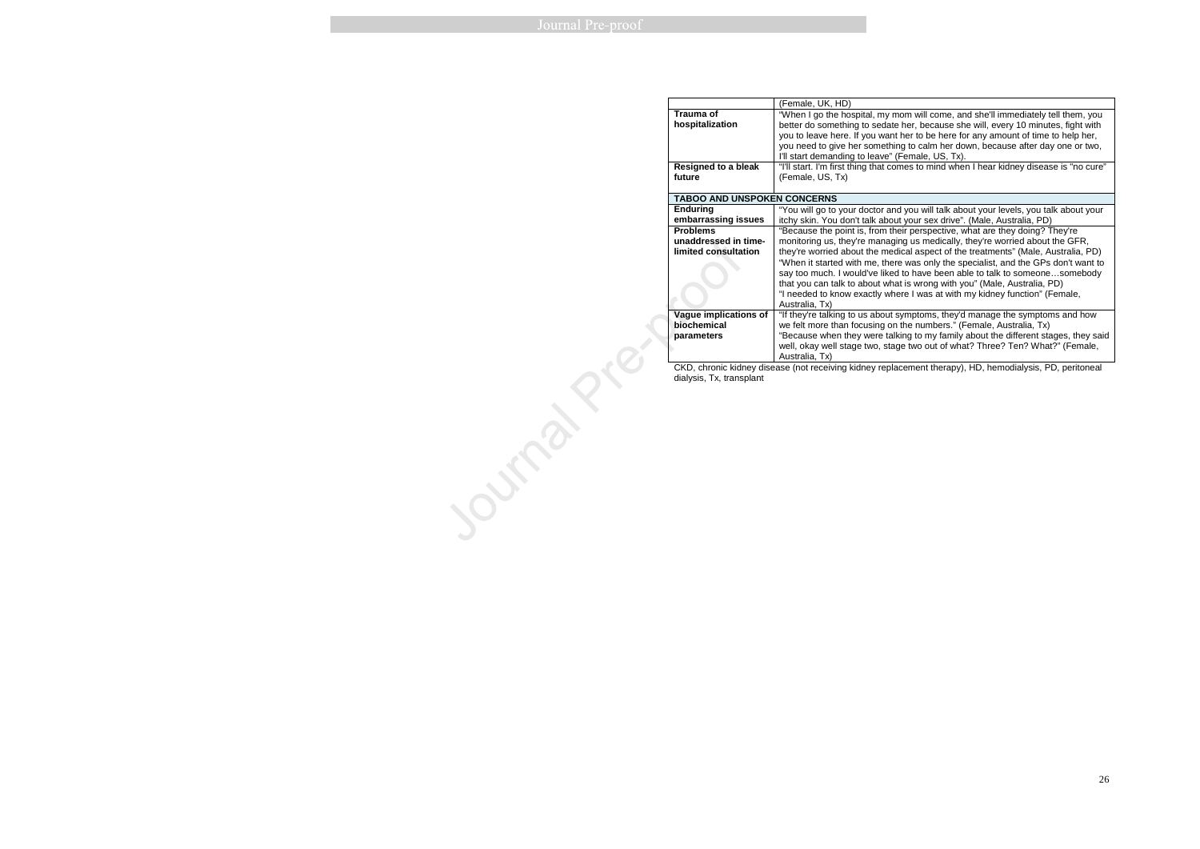| | |
|---|---|
| | (Female, UK, HD) |
| **Trauma of hospitalization** | "When I go the hospital, my mom will come, and she'll immediately tell them, you better do something to sedate her, because she will, every 10 minutes, fight with you to leave here. If you want her to be here for any amount of time to help her, you need to give her something to calm her down, because after day one or two, I'll start demanding to leave" (Female, US, Tx). |
| **Resigned to a bleak future** | "I'll start. I'm first thing that comes to mind when I hear kidney disease is "no cure" (Female, US, Tx) |
| **TABOO AND UNSPOKEN CONCERNS** | |
| **Enduring embarrassing issues** | "You will go to your doctor and you will talk about your levels, you talk about your itchy skin. You don't talk about your sex drive". (Male, Australia, PD) |
| **Problems unaddressed in time-limited consultation** | "Because the point is, from their perspective, what are they doing? They're monitoring us, they're managing us medically, they're worried about the GFR, they're worried about the medical aspect of the treatments" (Male, Australia, PD) "When it started with me, there was only the specialist, and the GPs don't want to say too much. I would've liked to have been able to talk to someone…somebody that you can talk to about what is wrong with you" (Male, Australia, PD) "I needed to know exactly where I was at with my kidney function" (Female, Australia, Tx) |
| **Vague implications of biochemical parameters** | "If they're talking to us about symptoms, they'd manage the symptoms and how we felt more than focusing on the numbers." (Female, Australia, Tx) "Because when they were talking to my family about the different stages, they said well, okay well stage two, stage two out of what? Three? Ten? What?" (Female, Australia, Tx) |

CKD, chronic kidney disease (not receiving kidney replacement therapy), HD, hemodialysis, PD, peritoneal dialysis, Tx, transplant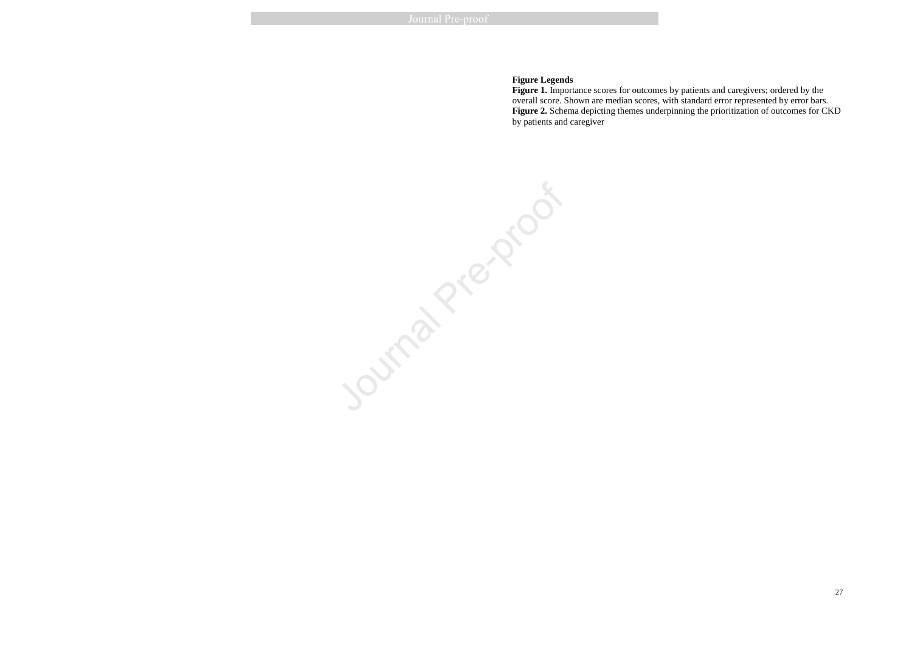**Figure Legends**

**Figure 1.** Importance scores for outcomes by patients and caregivers; ordered by the overall score. Shown are median scores, with standard error represented by error bars.

**Figure 2.** Schema depicting themes underpinning the prioritization of outcomes for CKD by patients and caregiver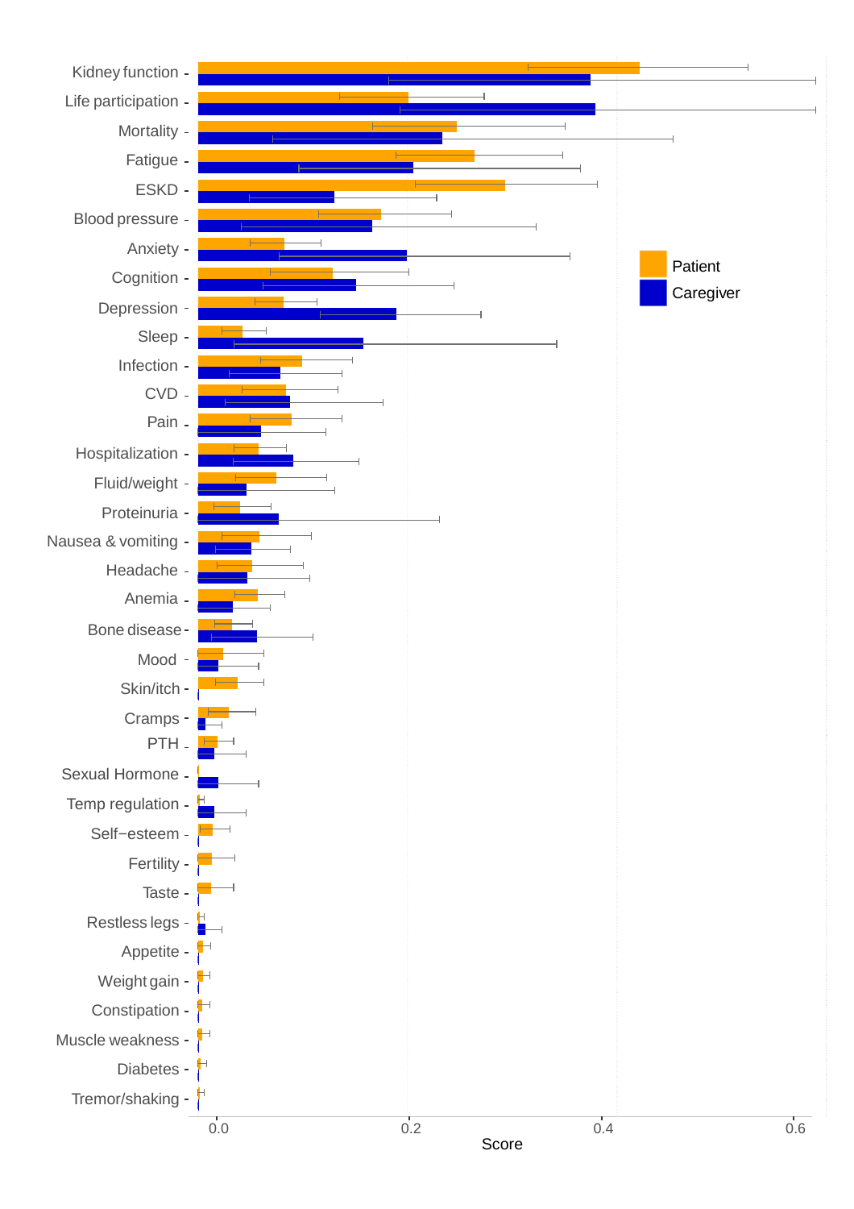Kidney function
Life participation
Mortality
Fatigue
ESKD
Blood pressure
Anxiety
Cognition
Depression
Sleep
Infection
CVD
Pain
Hospitalization
Fluid/weight
Proteinuria
Nausea & vomiting
Headache
Anemia
Bone disease
Mood
Skin/itch
Cramps
PTH
Sexual Hormone
Temp regulation
Self−esteem
Fertility
Taste
Restless legs
Appetite
Weight gain
Constipation
Muscle weakness
Diabetes
Tremor/shaking

Patient
Caregiver

0.0 0.2 0.4 0.6

Score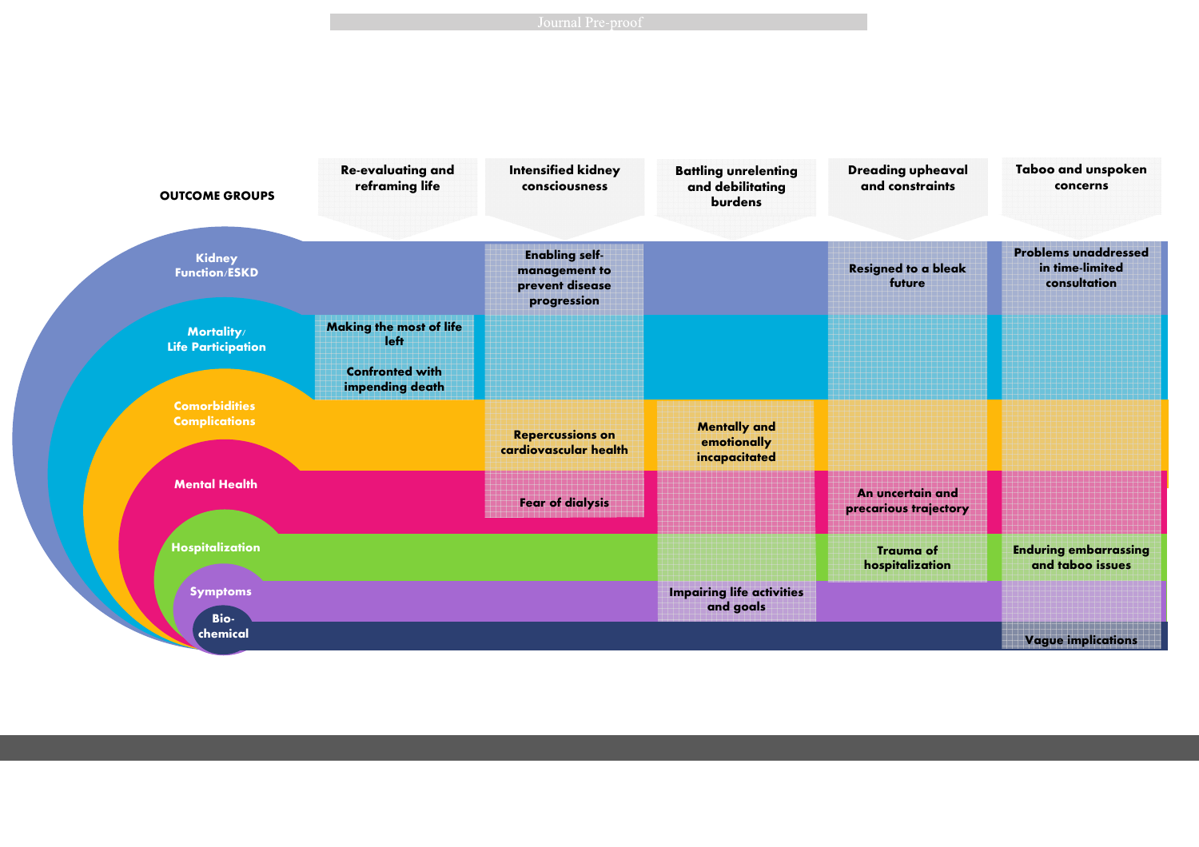OUTCOME GROUPS

Re-evaluating and reframing life

Intensified kidney consciousness

Battling unrelenting and debilitating burdens

Dreading upheaval and constraints

Taboo and unspoken concerns

Kidney Function/ESKD

Mortality/ Life Participation

Comorbidities Complications

Mental Health

Hospitalization

Symptoms

Bio-chemical

Enabling self-management to prevent disease progression

Resigned to a bleak future

Problems unaddressed in time-limited consultation

Making the most of life left

Confronted with impending death

Repercussions on cardiovascular health

Mentally and emotionally incapacitated

Fear of dialysis

An uncertain and precarious trajectory

Trauma of hospitalization

Enduring embarrassing and taboo issues

Impairing life activities and goals

Vague implications